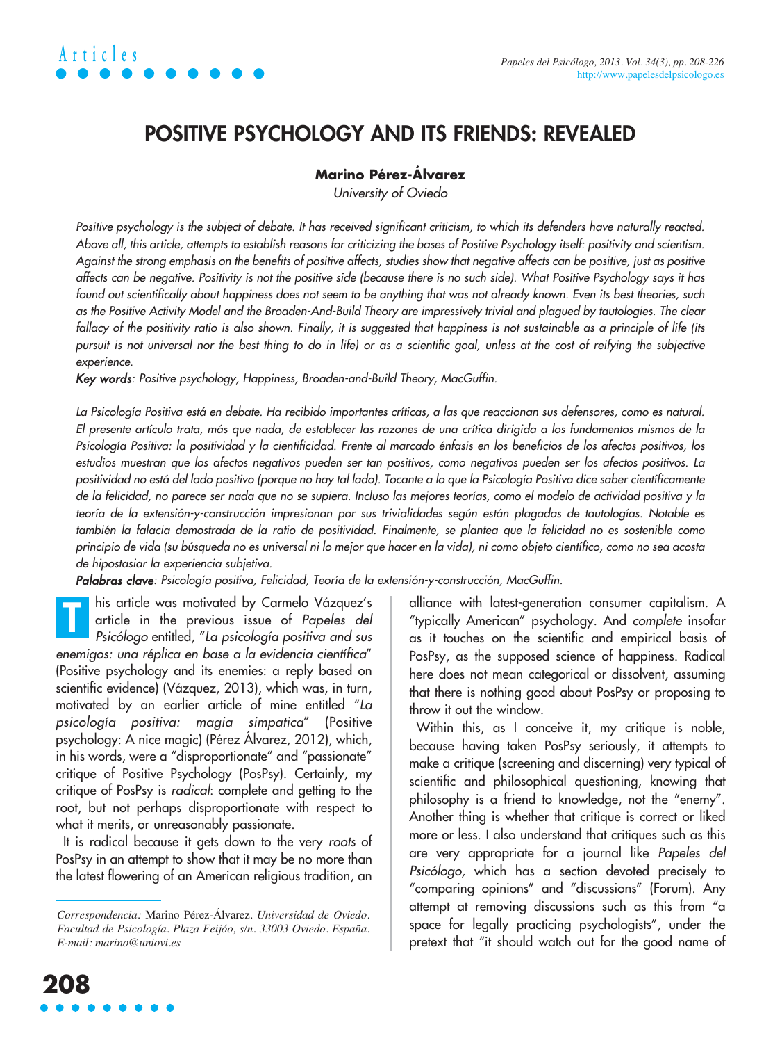# POSITIVE PSYCHOLOGY AND ITS FRIENDS: REVEALED

**Marino Pérez-Álvarez**

*University of Oviedo*

*Positive psychology is the subject of debate. It has received significant criticism, to which its defenders have naturally reacted. Above all, this article, attempts to establish reasons for criticizing the bases of Positive Psychology itself: positivity and scientism. Against the strong emphasis on the benefits of positive affects, studies show that negative affects can be positive, just as positive affects can be negative. Positivity is not the positive side (because there is no such side). What Positive Psychology says it has found out scientifically about happiness does not seem to be anything that was not already known. Even its best theories, such as the Positive Activity Model and the Broaden-And-Build Theory are impressively trivial and plagued by tautologies. The clear fallacy of the positivity ratio is also shown. Finally, it is suggested that happiness is not sustainable as a principle of life (its pursuit is not universal nor the best thing to do in life) or as a scientific goal, unless at the cost of reifying the subjective experience.*

***Key words****: Positive psychology, Happiness, Broaden-and-Build Theory, MacGuffin.*

*La Psicología Positiva está en debate. Ha recibido importantes críticas, a las que reaccionan sus defensores, como es natural. El presente artículo trata, más que nada, de establecer las razones de una crítica dirigida a los fundamentos mismos de la Psicología Positiva: la positividad y la cientificidad. Frente al marcado énfasis en los beneficios de los afectos positivos, los estudios muestran que los afectos negativos pueden ser tan positivos, como negativos pueden ser los afectos positivos. La positividad no está del lado positivo (porque no hay tal lado). Tocante a lo que la Psicología Positiva dice saber científicamente de la felicidad, no parece ser nada que no se supiera. Incluso las mejores teorías, como el modelo de actividad positiva y la teoría de la extensión-y-construcción impresionan por sus trivialidades según están plagadas de tautologías. Notable es también la falacia demostrada de la ratio de positividad. Finalmente, se plantea que la felicidad no es sostenible como principio de vida (su búsqueda no es universal ni lo mejor que hacer en la vida), ni como objeto científico, como no sea acosta de hipostasiar la experiencia subjetiva.*

***Palabras clave****: Psicología positiva, Felicidad, Teoría de la extensión-y-construcción, MacGuffin.*

This article was motivated by Carmelo Vázquez's article in the previous issue of *Papeles del Psicólogo* entitled, "*La psicología positiva and sus enemigos: una réplica en base a la evidencia científica*" (Positive psychology and its enemies: a reply based on scientific evidence) (Vázquez, 2013), which was, in turn, motivated by an earlier article of mine entitled "*La psicología positiva: magia simpatica*" (Positive psychology: A nice magic) (Pérez Álvarez, 2012), which, in his words, were a "disproportionate" and "passionate" critique of Positive Psychology (PosPsy). Certainly, my critique of PosPsy is *radical*: complete and getting to the root, but not perhaps disproportionate with respect to what it merits, or unreasonably passionate.

It is radical because it gets down to the very *roots* of PosPsy in an attempt to show that it may be no more than the latest flowering of an American religious tradition, an alliance with latest-generation consumer capitalism. A "typically American" psychology. And *complete* insofar as it touches on the scientific and empirical basis of PosPsy, as the supposed science of happiness. Radical here does not mean categorical or dissolvent, assuming that there is nothing good about PosPsy or proposing to throw it out the window.

Within this, as I conceive it, my critique is noble, because having taken PosPsy seriously, it attempts to make a critique (screening and discerning) very typical of scientific and philosophical questioning, knowing that philosophy is a friend to knowledge, not the "enemy". Another thing is whether that critique is correct or liked more or less. I also understand that critiques such as this are very appropriate for a journal like *Papeles del Psicólogo,* which has a section devoted precisely to "comparing opinions" and "discussions" (Forum). Any attempt at removing discussions such as this from "a space for legally practicing psychologists", under the pretext that "it should watch out for the good name of

*Correspondencia:* Marino Pérez-Álvarez. *Universidad de Oviedo. Facultad de Psicología. Plaza Feijóo, s/n. 33003 Oviedo. España. E-mail: marino@uniovi.es*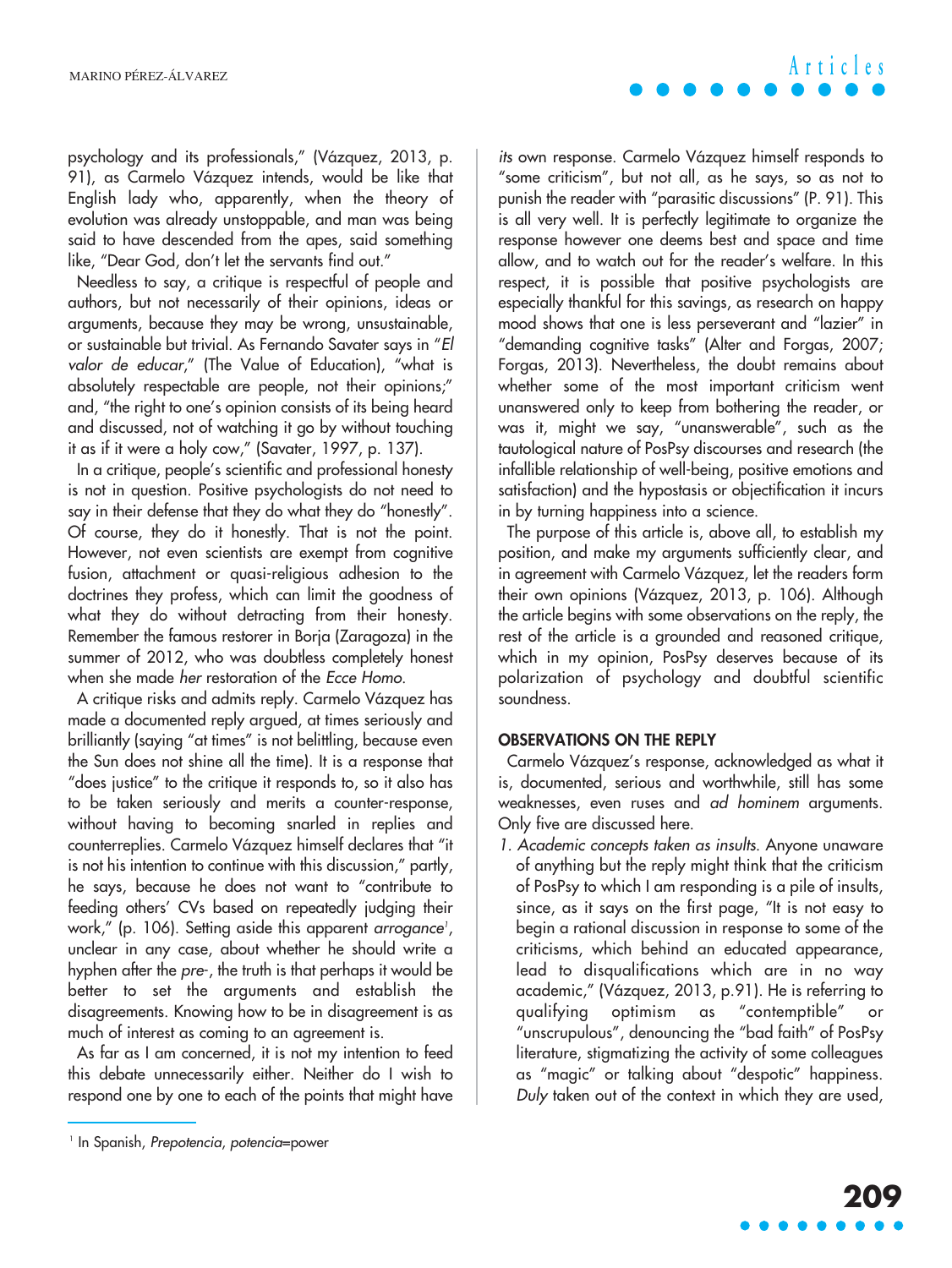psychology and its professionals," (Vázquez, 2013, p. 91), as Carmelo Vázquez intends, would be like that English lady who, apparently, when the theory of evolution was already unstoppable, and man was being said to have descended from the apes, said something like, "Dear God, don't let the servants find out."

Needless to say, a critique is respectful of people and authors, but not necessarily of their opinions, ideas or arguments, because they may be wrong, unsustainable, or sustainable but trivial. As Fernando Savater says in "*El valor de educar*," (The Value of Education), "what is absolutely respectable are people, not their opinions;" and, "the right to one's opinion consists of its being heard and discussed, not of watching it go by without touching it as if it were a holy cow," (Savater, 1997, p. 137).

In a critique, people's scientific and professional honesty is not in question. Positive psychologists do not need to say in their defense that they do what they do "honestly". Of course, they do it honestly. That is not the point. However, not even scientists are exempt from cognitive fusion, attachment or quasi-religious adhesion to the doctrines they profess, which can limit the goodness of what they do without detracting from their honesty. Remember the famous restorer in Borja (Zaragoza) in the summer of 2012, who was doubtless completely honest when she made *her* restoration of the *Ecce Homo*.

A critique risks and admits reply. Carmelo Vázquez has made a documented reply argued, at times seriously and brilliantly (saying "at times" is not belittling, because even the Sun does not shine all the time). It is a response that "does justice" to the critique it responds to, so it also has to be taken seriously and merits a counter-response, without having to becoming snarled in replies and counterreplies. Carmelo Vázquez himself declares that "it is not his intention to continue with this discussion," partly, he says, because he does not want to "contribute to feeding others' CVs based on repeatedly judging their work," (p. 106). Setting aside this apparent *arrogance*[1], unclear in any case, about whether he should write a hyphen after the *pre-*, the truth is that perhaps it would be better to set the arguments and establish the disagreements. Knowing how to be in disagreement is as much of interest as coming to an agreement is.

As far as I am concerned, it is not my intention to feed this debate unnecessarily either. Neither do I wish to respond one by one to each of the points that might have *its* own response. Carmelo Vázquez himself responds to "some criticism", but not all, as he says, so as not to punish the reader with "parasitic discussions" (P. 91). This is all very well. It is perfectly legitimate to organize the response however one deems best and space and time allow, and to watch out for the reader's welfare. In this respect, it is possible that positive psychologists are especially thankful for this savings, as research on happy mood shows that one is less perseverant and "lazier" in "demanding cognitive tasks" (Alter and Forgas, 2007; Forgas, 2013). Nevertheless, the doubt remains about whether some of the most important criticism went unanswered only to keep from bothering the reader, or was it, might we say, "unanswerable", such as the tautological nature of PosPsy discourses and research (the infallible relationship of well-being, positive emotions and satisfaction) and the hypostasis or objectification it incurs in by turning happiness into a science.

The purpose of this article is, above all, to establish my position, and make my arguments sufficiently clear, and in agreement with Carmelo Vázquez, let the readers form their own opinions (Vázquez, 2013, p. 106). Although the article begins with some observations on the reply, the rest of the article is a grounded and reasoned critique, which in my opinion, PosPsy deserves because of its polarization of psychology and doubtful scientific soundness.

## OBSERVATIONS ON THE REPLY

Carmelo Vázquez's response, acknowledged as what it is, documented, serious and worthwhile, still has some weaknesses, even ruses and *ad hominem* arguments. Only five are discussed here.

1. *Academic concepts taken as insults.* Anyone unaware of anything but the reply might think that the criticism of PosPsy to which I am responding is a pile of insults, since, as it says on the first page, "It is not easy to begin a rational discussion in response to some of the criticisms, which behind an educated appearance, lead to disqualifications which are in no way academic," (Vázquez, 2013, p.91). He is referring to qualifying optimism as "contemptible" or "unscrupulous", denouncing the "bad faith" of PosPsy literature, stigmatizing the activity of some colleagues as "magic" or talking about "despotic" happiness. *Duly* taken out of the context in which they are used,

[1] In Spanish, *Prepotencia*, *potencia*=power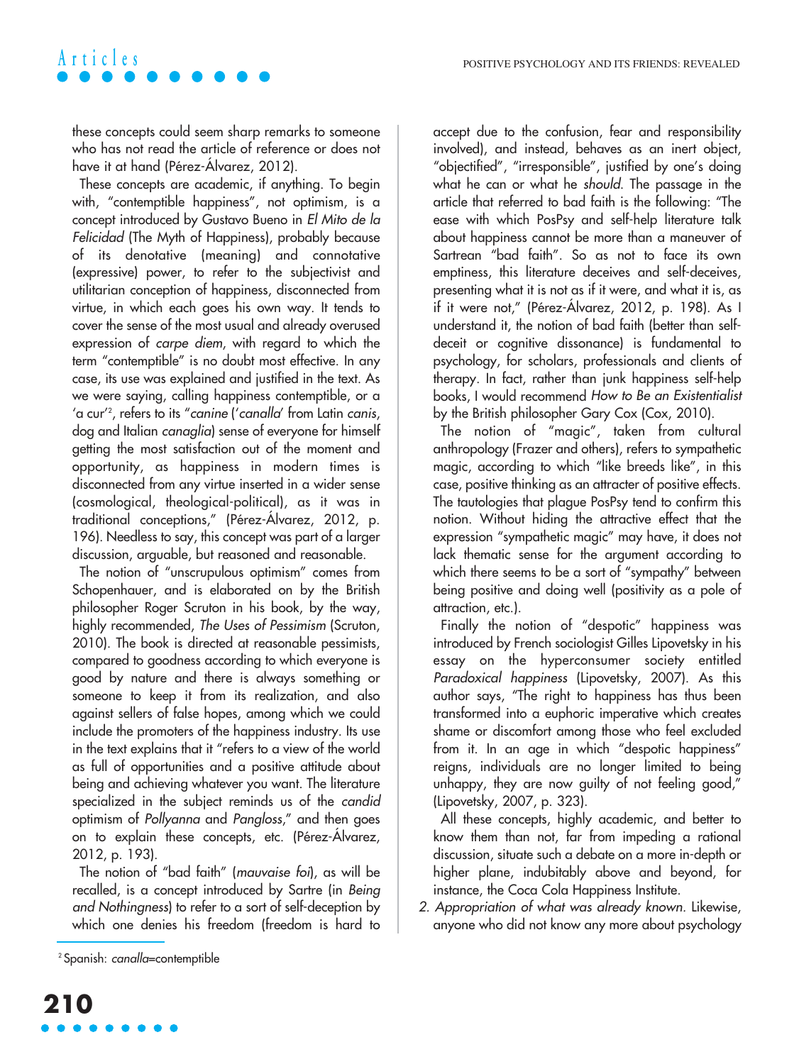these concepts could seem sharp remarks to someone who has not read the article of reference or does not have it at hand (Pérez-Álvarez, 2012).

These concepts are academic, if anything. To begin with, "contemptible happiness", not optimism, is a concept introduced by Gustavo Bueno in *El Mito de la Felicidad* (The Myth of Happiness), probably because of its denotative (meaning) and connotative (expressive) power, to refer to the subjectivist and utilitarian conception of happiness, disconnected from virtue, in which each goes his own way. It tends to cover the sense of the most usual and already overused expression of *carpe diem*, with regard to which the term "contemptible" is no doubt most effective. In any case, its use was explained and justified in the text. As we were saying, calling happiness contemptible, or a 'a cur'[2], refers to its "*canine* ('*canalla*' from Latin *canis*, dog and Italian *canaglia*) sense of everyone for himself getting the most satisfaction out of the moment and opportunity, as happiness in modern times is disconnected from any virtue inserted in a wider sense (cosmological, theological-political), as it was in traditional conceptions," (Pérez-Álvarez, 2012, p. 196). Needless to say, this concept was part of a larger discussion, arguable, but reasoned and reasonable.

The notion of "unscrupulous optimism" comes from Schopenhauer, and is elaborated on by the British philosopher Roger Scruton in his book, by the way, highly recommended, *The Uses of Pessimism* (Scruton, 2010). The book is directed at reasonable pessimists, compared to goodness according to which everyone is good by nature and there is always something or someone to keep it from its realization, and also against sellers of false hopes, among which we could include the promoters of the happiness industry. Its use in the text explains that it "refers to a view of the world as full of opportunities and a positive attitude about being and achieving whatever you want. The literature specialized in the subject reminds us of the *candid* optimism of *Pollyanna* and *Pangloss*," and then goes on to explain these concepts, etc. (Pérez-Álvarez, 2012, p. 193).

The notion of "bad faith" (*mauvaise foi*), as will be recalled, is a concept introduced by Sartre (in *Being and Nothingness*) to refer to a sort of self-deception by which one denies his freedom (freedom is hard to accept due to the confusion, fear and responsibility involved), and instead, behaves as an inert object, "objectified", "irresponsible", justified by one's doing what he can or what he *should*. The passage in the article that referred to bad faith is the following: "The ease with which PosPsy and self-help literature talk about happiness cannot be more than a maneuver of Sartrean "bad faith". So as not to face its own emptiness, this literature deceives and self-deceives, presenting what it is not as if it were, and what it is, as if it were not," (Pérez-Álvarez, 2012, p. 198). As I understand it, the notion of bad faith (better than self-deceit or cognitive dissonance) is fundamental to psychology, for scholars, professionals and clients of therapy. In fact, rather than junk happiness self-help books, I would recommend *How to Be an Existentialist* by the British philosopher Gary Cox (Cox, 2010).

The notion of "magic", taken from cultural anthropology (Frazer and others), refers to sympathetic magic, according to which "like breeds like", in this case, positive thinking as an attracter of positive effects. The tautologies that plague PosPsy tend to confirm this notion. Without hiding the attractive effect that the expression "sympathetic magic" may have, it does not lack thematic sense for the argument according to which there seems to be a sort of "sympathy" between being positive and doing well (positivity as a pole of attraction, etc.).

Finally the notion of "despotic" happiness was introduced by French sociologist Gilles Lipovetsky in his essay on the hyperconsumer society entitled *Paradoxical happiness* (Lipovetsky, 2007). As this author says, "The right to happiness has thus been transformed into a euphoric imperative which creates shame or discomfort among those who feel excluded from it. In an age in which "despotic happiness" reigns, individuals are no longer limited to being unhappy, they are now guilty of not feeling good," (Lipovetsky, 2007, p. 323).

All these concepts, highly academic, and better to know them than not, far from impeding a rational discussion, situate such a debate on a more in-depth or higher plane, indubitably above and beyond, for instance, the Coca Cola Happiness Institute.

2. *Appropriation of what was already known.* Likewise, anyone who did not know any more about psychology

[2] Spanish: *canalla*=contemptible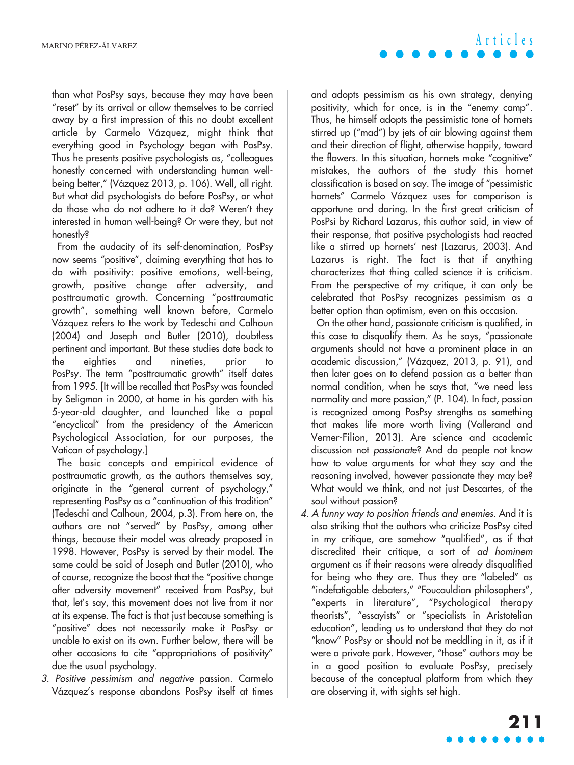than what PosPsy says, because they may have been "reset" by its arrival or allow themselves to be carried away by a first impression of this no doubt excellent article by Carmelo Vázquez, might think that everything good in Psychology began with PosPsy. Thus he presents positive psychologists as, "colleagues honestly concerned with understanding human well-being better," (Vázquez 2013, p. 106). Well, all right. But what did psychologists do before PosPsy, or what do those who do not adhere to it do? Weren't they interested in human well-being? Or were they, but not honestly?

From the audacity of its self-denomination, PosPsy now seems "positive", claiming everything that has to do with positivity: positive emotions, well-being, growth, positive change after adversity, and posttraumatic growth. Concerning "posttraumatic growth", something well known before, Carmelo Vázquez refers to the work by Tedeschi and Calhoun (2004) and Joseph and Butler (2010), doubtless pertinent and important. But these studies date back to the eighties and nineties, prior to PosPsy. The term "posttraumatic growth" itself dates from 1995. [It will be recalled that PosPsy was founded by Seligman in 2000, at home in his garden with his 5-year-old daughter, and launched like a papal "encyclical" from the presidency of the American Psychological Association, for our purposes, the Vatican of psychology.]

The basic concepts and empirical evidence of posttraumatic growth, as the authors themselves say, originate in the "general current of psychology," representing PosPsy as a "continuation of this tradition" (Tedeschi and Calhoun, 2004, p.3). From here on, the authors are not "served" by PosPsy, among other things, because their model was already proposed in 1998. However, PosPsy is served by their model. The same could be said of Joseph and Butler (2010), who of course, recognize the boost that the "positive change after adversity movement" received from PosPsy, but that, let's say, this movement does not live from it nor at its expense. The fact is that just because something is "positive" does not necessarily make it PosPsy or unable to exist on its own. Further below, there will be other occasions to cite "appropriations of positivity" due the usual psychology.

3. *Positive pessimism and negative* passion. Carmelo Vázquez's response abandons PosPsy itself at times and adopts pessimism as his own strategy, denying positivity, which for once, is in the "enemy camp". Thus, he himself adopts the pessimistic tone of hornets stirred up ("mad") by jets of air blowing against them and their direction of flight, otherwise happily, toward the flowers. In this situation, hornets make "cognitive" mistakes, the authors of the study this hornet classification is based on say. The image of "pessimistic hornets" Carmelo Vázquez uses for comparison is opportune and daring. In the first great criticism of PosPsi by Richard Lazarus, this author said, in view of their response, that positive psychologists had reacted like a stirred up hornets' nest (Lazarus, 2003). And Lazarus is right. The fact is that if anything characterizes that thing called science it is criticism. From the perspective of my critique, it can only be celebrated that PosPsy recognizes pessimism as a better option than optimism, even on this occasion.

On the other hand, passionate criticism is qualified, in this case to disqualify them. As he says, "passionate arguments should not have a prominent place in an academic discussion," (Vázquez, 2013, p. 91), and then later goes on to defend passion as a better than normal condition, when he says that, "we need less normality and more passion," (P. 104). In fact, passion is recognized among PosPsy strengths as something that makes life more worth living (Vallerand and Verner-Filion, 2013). Are science and academic discussion not *passionate*? And do people not know how to value arguments for what they say and the reasoning involved, however passionate they may be? What would we think, and not just Descartes, of the soul without passion?

4. *A funny way to position friends and enemies*. And it is also striking that the authors who criticize PosPsy cited in my critique, are somehow "qualified", as if that discredited their critique, a sort of *ad hominem* argument as if their reasons were already disqualified for being who they are. Thus they are "labeled" as "indefatigable debaters," "Foucauldian philosophers", "experts in literature", "Psychological therapy theorists", "essayists" or "specialists in Aristotelian education", leading us to understand that they do not "know" PosPsy or should not be meddling in it, as if it were a private park. However, "those" authors may be in a good position to evaluate PosPsy, precisely because of the conceptual platform from which they are observing it, with sights set high.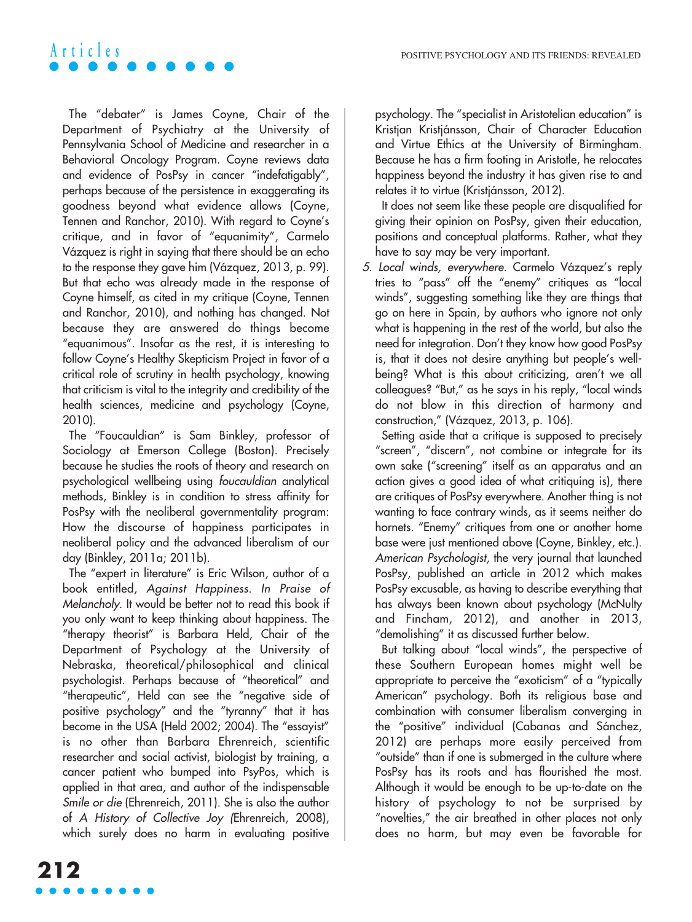The "debater" is James Coyne, Chair of the Department of Psychiatry at the University of Pennsylvania School of Medicine and researcher in a Behavioral Oncology Program. Coyne reviews data and evidence of PosPsy in cancer "indefatigably", perhaps because of the persistence in exaggerating its goodness beyond what evidence allows (Coyne, Tennen and Ranchor, 2010). With regard to Coyne's critique, and in favor of "equanimity", Carmelo Vázquez is right in saying that there should be an echo to the response they gave him (Vázquez, 2013, p. 99). But that echo was already made in the response of Coyne himself, as cited in my critique (Coyne, Tennen and Ranchor, 2010), and nothing has changed. Not because they are answered do things become "equanimous". Insofar as the rest, it is interesting to follow Coyne's Healthy Skepticism Project in favor of a critical role of scrutiny in health psychology, knowing that criticism is vital to the integrity and credibility of the health sciences, medicine and psychology (Coyne, 2010).

The "Foucauldian" is Sam Binkley, professor of Sociology at Emerson College (Boston). Precisely because he studies the roots of theory and research on psychological wellbeing using *foucauldian* analytical methods, Binkley is in condition to stress affinity for PosPsy with the neoliberal governmentality program: How the discourse of happiness participates in neoliberal policy and the advanced liberalism of our day (Binkley, 2011a; 2011b).

The "expert in literature" is Eric Wilson, author of a book entitled, *Against Happiness. In Praise of Melancholy*. It would be better not to read this book if you only want to keep thinking about happiness. The "therapy theorist" is Barbara Held, Chair of the Department of Psychology at the University of Nebraska, theoretical/philosophical and clinical psychologist. Perhaps because of "theoretical" and "therapeutic", Held can see the "negative side of positive psychology" and the "tyranny" that it has become in the USA (Held 2002; 2004). The "essayist" is no other than Barbara Ehrenreich, scientific researcher and social activist, biologist by training, a cancer patient who bumped into PsyPos, which is applied in that area, and author of the indispensable *Smile or die* (Ehrenreich, 2011). She is also the author of *A History of Collective Joy* (Ehrenreich, 2008), which surely does no harm in evaluating positive psychology. The "specialist in Aristotelian education" is Kristjan Kristjánsson, Chair of Character Education and Virtue Ethics at the University of Birmingham. Because he has a firm footing in Aristotle, he relocates happiness beyond the industry it has given rise to and relates it to virtue (Kristjánsson, 2012).

It does not seem like these people are disqualified for giving their opinion on PosPsy, given their education, positions and conceptual platforms. Rather, what they have to say may be very important.

5. *Local winds, everywhere*. Carmelo Vázquez's reply tries to "pass" off the "enemy" critiques as "local winds", suggesting something like they are things that go on here in Spain, by authors who ignore not only what is happening in the rest of the world, but also the need for integration. Don't they know how good PosPsy is, that it does not desire anything but people's well-being? What is this about criticizing, aren't we all colleagues? "But," as he says in his reply, "local winds do not blow in this direction of harmony and construction," (Vázquez, 2013, p. 106).

Setting aside that a critique is supposed to precisely "screen", "discern", not combine or integrate for its own sake ("screening" itself as an apparatus and an action gives a good idea of what critiquing is), there are critiques of PosPsy everywhere. Another thing is not wanting to face contrary winds, as it seems neither do hornets. "Enemy" critiques from one or another home base were just mentioned above (Coyne, Binkley, etc.). *American Psychologist*, the very journal that launched PosPsy, published an article in 2012 which makes PosPsy excusable, as having to describe everything that has always been known about psychology (McNulty and Fincham, 2012), and another in 2013, "demolishing" it as discussed further below.

But talking about "local winds", the perspective of these Southern European homes might well be appropriate to perceive the "exoticism" of a "typically American" psychology. Both its religious base and combination with consumer liberalism converging in the "positive" individual (Cabanas and Sánchez, 2012) are perhaps more easily perceived from "outside" than if one is submerged in the culture where PosPsy has its roots and has flourished the most. Although it would be enough to be up-to-date on the history of psychology to not be surprised by "novelties," the air breathed in other places not only does no harm, but may even be favorable for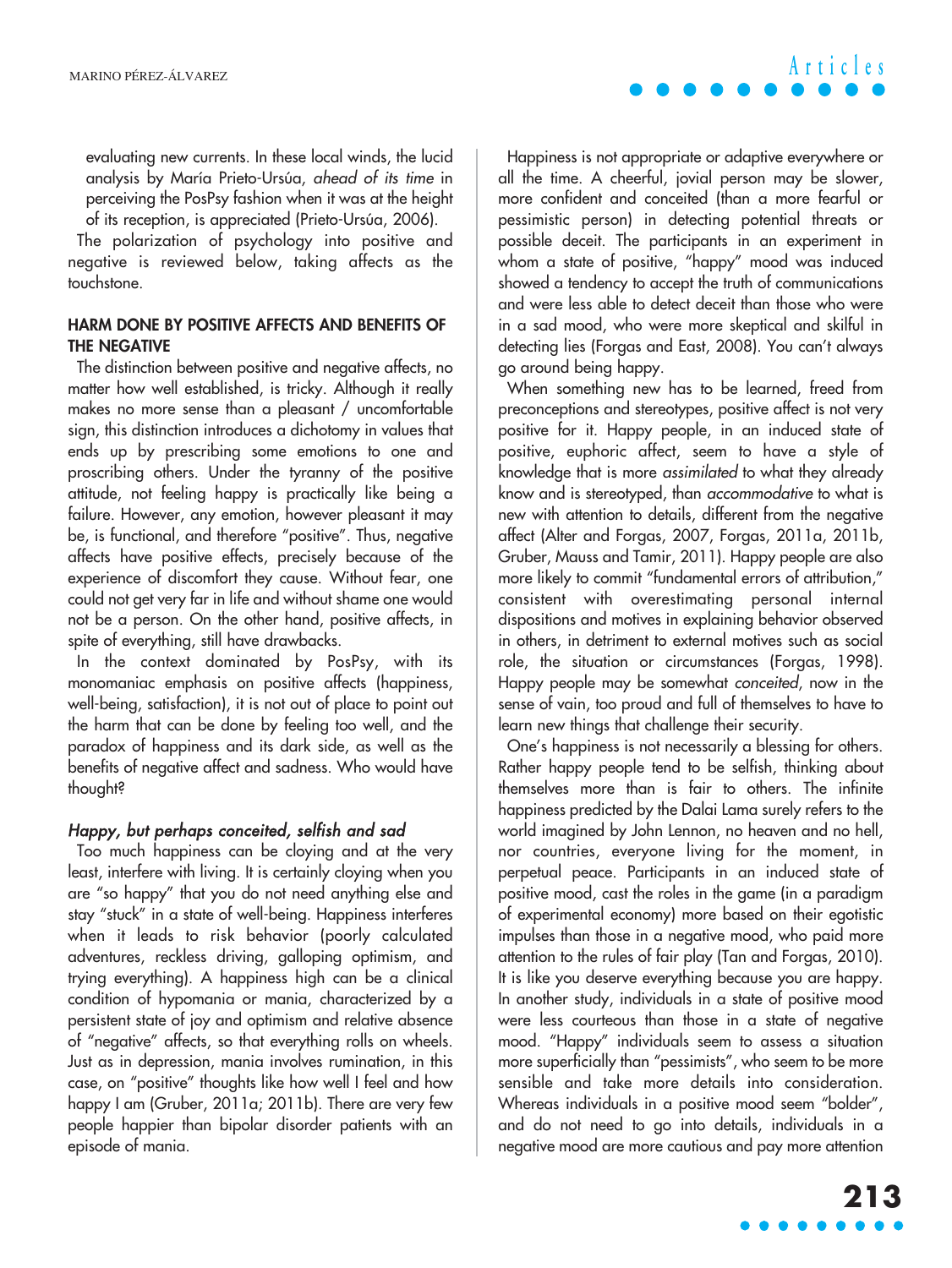evaluating new currents. In these local winds, the lucid analysis by María Prieto-Ursúa, *ahead of its time* in perceiving the PosPsy fashion when it was at the height of its reception, is appreciated (Prieto-Ursúa, 2006).

The polarization of psychology into positive and negative is reviewed below, taking affects as the touchstone.

## HARM DONE BY POSITIVE AFFECTS AND BENEFITS OF THE NEGATIVE

The distinction between positive and negative affects, no matter how well established, is tricky. Although it really makes no more sense than a pleasant / uncomfortable sign, this distinction introduces a dichotomy in values that ends up by prescribing some emotions to one and proscribing others. Under the tyranny of the positive attitude, not feeling happy is practically like being a failure. However, any emotion, however pleasant it may be, is functional, and therefore "positive". Thus, negative affects have positive effects, precisely because of the experience of discomfort they cause. Without fear, one could not get very far in life and without shame one would not be a person. On the other hand, positive affects, in spite of everything, still have drawbacks.

In the context dominated by PosPsy, with its monomaniac emphasis on positive affects (happiness, well-being, satisfaction), it is not out of place to point out the harm that can be done by feeling too well, and the paradox of happiness and its dark side, as well as the benefits of negative affect and sadness. Who would have thought?

### *Happy, but perhaps conceited, selfish and sad*

Too much happiness can be cloying and at the very least, interfere with living. It is certainly cloying when you are "so happy" that you do not need anything else and stay "stuck" in a state of well-being. Happiness interferes when it leads to risk behavior (poorly calculated adventures, reckless driving, galloping optimism, and trying everything). A happiness high can be a clinical condition of hypomania or mania, characterized by a persistent state of joy and optimism and relative absence of "negative" affects, so that everything rolls on wheels. Just as in depression, mania involves rumination, in this case, on "positive" thoughts like how well I feel and how happy I am (Gruber, 2011a; 2011b). There are very few people happier than bipolar disorder patients with an episode of mania.

Happiness is not appropriate or adaptive everywhere or all the time. A cheerful, jovial person may be slower, more confident and conceited (than a more fearful or pessimistic person) in detecting potential threats or possible deceit. The participants in an experiment in whom a state of positive, "happy" mood was induced showed a tendency to accept the truth of communications and were less able to detect deceit than those who were in a sad mood, who were more skeptical and skilful in detecting lies (Forgas and East, 2008). You can't always go around being happy.

When something new has to be learned, freed from preconceptions and stereotypes, positive affect is not very positive for it. Happy people, in an induced state of positive, euphoric affect, seem to have a style of knowledge that is more *assimilated* to what they already know and is stereotyped, than *accommodative* to what is new with attention to details, different from the negative affect (Alter and Forgas, 2007, Forgas, 2011a, 2011b, Gruber, Mauss and Tamir, 2011). Happy people are also more likely to commit "fundamental errors of attribution," consistent with overestimating personal internal dispositions and motives in explaining behavior observed in others, in detriment to external motives such as social role, the situation or circumstances (Forgas, 1998). Happy people may be somewhat *conceited*, now in the sense of vain, too proud and full of themselves to have to learn new things that challenge their security.

One's happiness is not necessarily a blessing for others. Rather happy people tend to be selfish, thinking about themselves more than is fair to others. The infinite happiness predicted by the Dalai Lama surely refers to the world imagined by John Lennon, no heaven and no hell, nor countries, everyone living for the moment, in perpetual peace. Participants in an induced state of positive mood, cast the roles in the game (in a paradigm of experimental economy) more based on their egotistic impulses than those in a negative mood, who paid more attention to the rules of fair play (Tan and Forgas, 2010). It is like you deserve everything because you are happy. In another study, individuals in a state of positive mood were less courteous than those in a state of negative mood. "Happy" individuals seem to assess a situation more superficially than "pessimists", who seem to be more sensible and take more details into consideration. Whereas individuals in a positive mood seem "bolder", and do not need to go into details, individuals in a negative mood are more cautious and pay more attention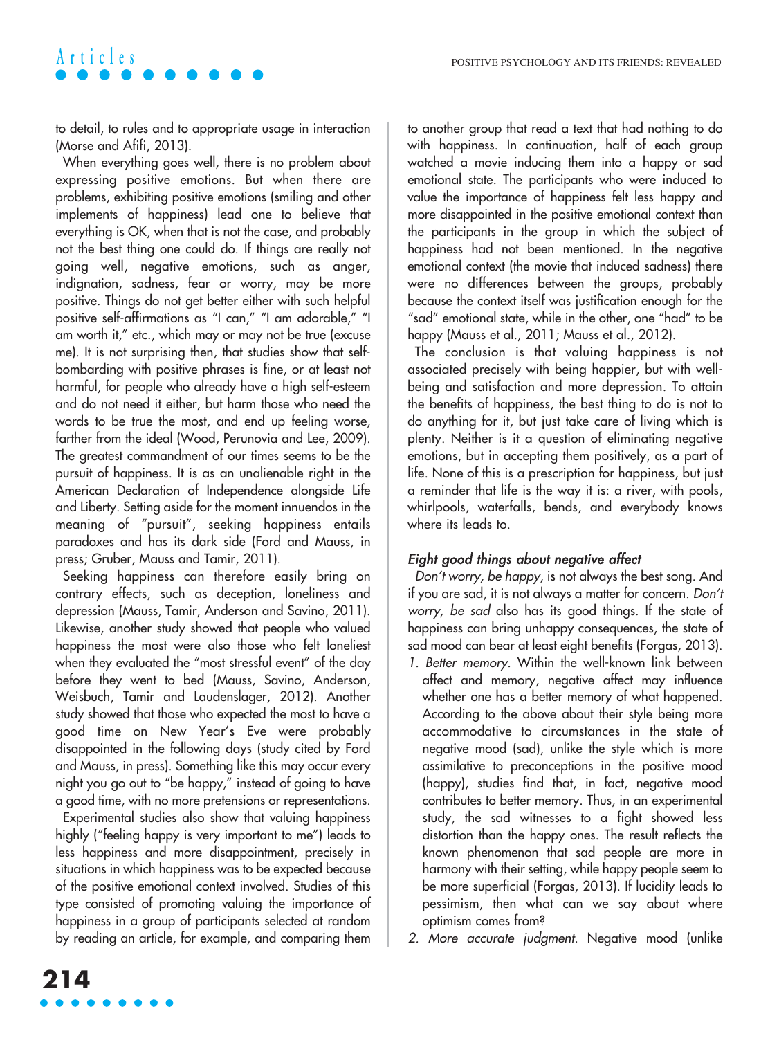to detail, to rules and to appropriate usage in interaction (Morse and Afifi, 2013).

When everything goes well, there is no problem about expressing positive emotions. But when there are problems, exhibiting positive emotions (smiling and other implements of happiness) lead one to believe that everything is OK, when that is not the case, and probably not the best thing one could do. If things are really not going well, negative emotions, such as anger, indignation, sadness, fear or worry, may be more positive. Things do not get better either with such helpful positive self-affirmations as "I can," "I am adorable," "I am worth it," etc., which may or may not be true (excuse me). It is not surprising then, that studies show that self-bombarding with positive phrases is fine, or at least not harmful, for people who already have a high self-esteem and do not need it either, but harm those who need the words to be true the most, and end up feeling worse, farther from the ideal (Wood, Perunovia and Lee, 2009). The greatest commandment of our times seems to be the pursuit of happiness. It is as an unalienable right in the American Declaration of Independence alongside Life and Liberty. Setting aside for the moment innuendos in the meaning of "pursuit", seeking happiness entails paradoxes and has its dark side (Ford and Mauss, in press; Gruber, Mauss and Tamir, 2011).

Seeking happiness can therefore easily bring on contrary effects, such as deception, loneliness and depression (Mauss, Tamir, Anderson and Savino, 2011). Likewise, another study showed that people who valued happiness the most were also those who felt loneliest when they evaluated the "most stressful event" of the day before they went to bed (Mauss, Savino, Anderson, Weisbuch, Tamir and Laudenslager, 2012). Another study showed that those who expected the most to have a good time on New Year's Eve were probably disappointed in the following days (study cited by Ford and Mauss, in press). Something like this may occur every night you go out to "be happy," instead of going to have a good time, with no more pretensions or representations.

Experimental studies also show that valuing happiness highly ("feeling happy is very important to me") leads to less happiness and more disappointment, precisely in situations in which happiness was to be expected because of the positive emotional context involved. Studies of this type consisted of promoting valuing the importance of happiness in a group of participants selected at random by reading an article, for example, and comparing them to another group that read a text that had nothing to do with happiness. In continuation, half of each group watched a movie inducing them into a happy or sad emotional state. The participants who were induced to value the importance of happiness felt less happy and more disappointed in the positive emotional context than the participants in the group in which the subject of happiness had not been mentioned. In the negative emotional context (the movie that induced sadness) there were no differences between the groups, probably because the context itself was justification enough for the "sad" emotional state, while in the other, one "had" to be happy (Mauss et al., 2011; Mauss et al., 2012).

The conclusion is that valuing happiness is not associated precisely with being happier, but with well-being and satisfaction and more depression. To attain the benefits of happiness, the best thing to do is not to do anything for it, but just take care of living which is plenty. Neither is it a question of eliminating negative emotions, but in accepting them positively, as a part of life. None of this is a prescription for happiness, but just a reminder that life is the way it is: a river, with pools, whirlpools, waterfalls, bends, and everybody knows where its leads to.

### *Eight good things about negative affect*

*Don't worry, be happy*, is not always the best song. And if you are sad, it is not always a matter for concern. *Don't worry, be sad* also has its good things. If the state of happiness can bring unhappy consequences, the state of sad mood can bear at least eight benefits (Forgas, 2013).

1. *Better memory*. Within the well-known link between affect and memory, negative affect may influence whether one has a better memory of what happened. According to the above about their style being more accommodative to circumstances in the state of negative mood (sad), unlike the style which is more assimilative to preconceptions in the positive mood (happy), studies find that, in fact, negative mood contributes to better memory. Thus, in an experimental study, the sad witnesses to a fight showed less distortion than the happy ones. The result reflects the known phenomenon that sad people are more in harmony with their setting, while happy people seem to be more superficial (Forgas, 2013). If lucidity leads to pessimism, then what can we say about where optimism comes from?
2. *More accurate judgment*. Negative mood (unlike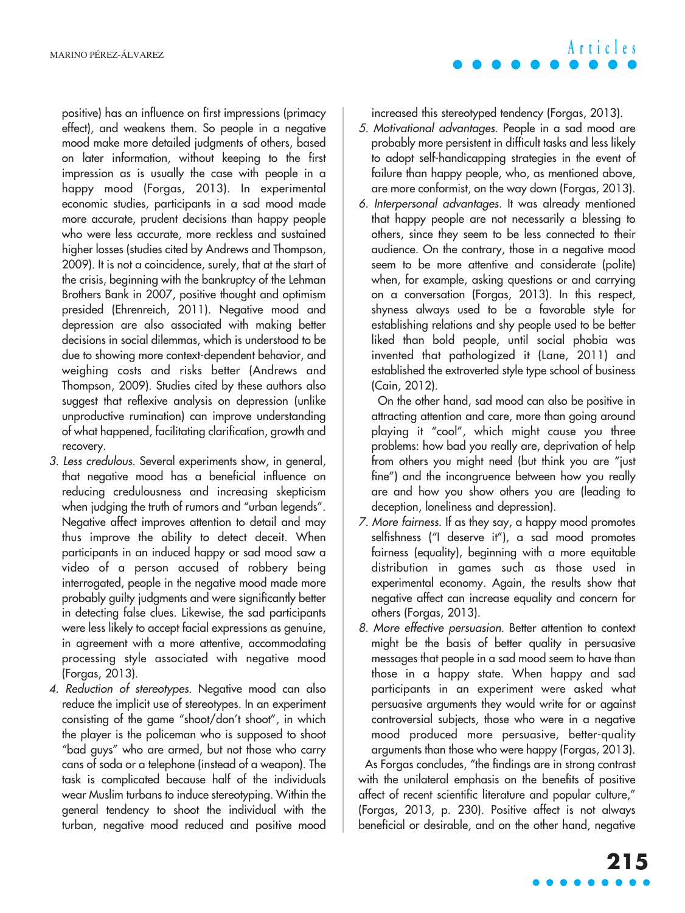positive) has an influence on first impressions (primacy effect), and weakens them. So people in a negative mood make more detailed judgments of others, based on later information, without keeping to the first impression as is usually the case with people in a happy mood (Forgas, 2013). In experimental economic studies, participants in a sad mood made more accurate, prudent decisions than happy people who were less accurate, more reckless and sustained higher losses (studies cited by Andrews and Thompson, 2009). It is not a coincidence, surely, that at the start of the crisis, beginning with the bankruptcy of the Lehman Brothers Bank in 2007, positive thought and optimism presided (Ehrenreich, 2011). Negative mood and depression are also associated with making better decisions in social dilemmas, which is understood to be due to showing more context-dependent behavior, and weighing costs and risks better (Andrews and Thompson, 2009). Studies cited by these authors also suggest that reflexive analysis on depression (unlike unproductive rumination) can improve understanding of what happened, facilitating clarification, growth and recovery.

3. *Less credulous.* Several experiments show, in general, that negative mood has a beneficial influence on reducing credulousness and increasing skepticism when judging the truth of rumors and "urban legends". Negative affect improves attention to detail and may thus improve the ability to detect deceit. When participants in an induced happy or sad mood saw a video of a person accused of robbery being interrogated, people in the negative mood made more probably guilty judgments and were significantly better in detecting false clues. Likewise, the sad participants were less likely to accept facial expressions as genuine, in agreement with a more attentive, accommodating processing style associated with negative mood (Forgas, 2013).
4. *Reduction of stereotypes.* Negative mood can also reduce the implicit use of stereotypes. In an experiment consisting of the game "shoot/don't shoot", in which the player is the policeman who is supposed to shoot "bad guys" who are armed, but not those who carry cans of soda or a telephone (instead of a weapon). The task is complicated because half of the individuals wear Muslim turbans to induce stereotyping. Within the general tendency to shoot the individual with the turban, negative mood reduced and positive mood increased this stereotyped tendency (Forgas, 2013).
5. *Motivational advantages.* People in a sad mood are probably more persistent in difficult tasks and less likely to adopt self-handicapping strategies in the event of failure than happy people, who, as mentioned above, are more conformist, on the way down (Forgas, 2013).
6. *Interpersonal advantages.* It was already mentioned that happy people are not necessarily a blessing to others, since they seem to be less connected to their audience. On the contrary, those in a negative mood seem to be more attentive and considerate (polite) when, for example, asking questions or and carrying on a conversation (Forgas, 2013). In this respect, shyness always used to be a favorable style for establishing relations and shy people used to be better liked than bold people, until social phobia was invented that pathologized it (Lane, 2011) and established the extroverted style type school of business (Cain, 2012).

   On the other hand, sad mood can also be positive in attracting attention and care, more than going around playing it "cool", which might cause you three problems: how bad you really are, deprivation of help from others you might need (but think you are "just fine") and the incongruence between how you really are and how you show others you are (leading to deception, loneliness and depression).
7. *More fairness.* If as they say, a happy mood promotes selfishness ("I deserve it"), a sad mood promotes fairness (equality), beginning with a more equitable distribution in games such as those used in experimental economy. Again, the results show that negative affect can increase equality and concern for others (Forgas, 2013).
8. *More effective persuasion.* Better attention to context might be the basis of better quality in persuasive messages that people in a sad mood seem to have than those in a happy state. When happy and sad participants in an experiment were asked what persuasive arguments they would write for or against controversial subjects, those who were in a negative mood produced more persuasive, better-quality arguments than those who were happy (Forgas, 2013).

As Forgas concludes, "the findings are in strong contrast with the unilateral emphasis on the benefits of positive affect of recent scientific literature and popular culture," (Forgas, 2013, p. 230). Positive affect is not always beneficial or desirable, and on the other hand, negative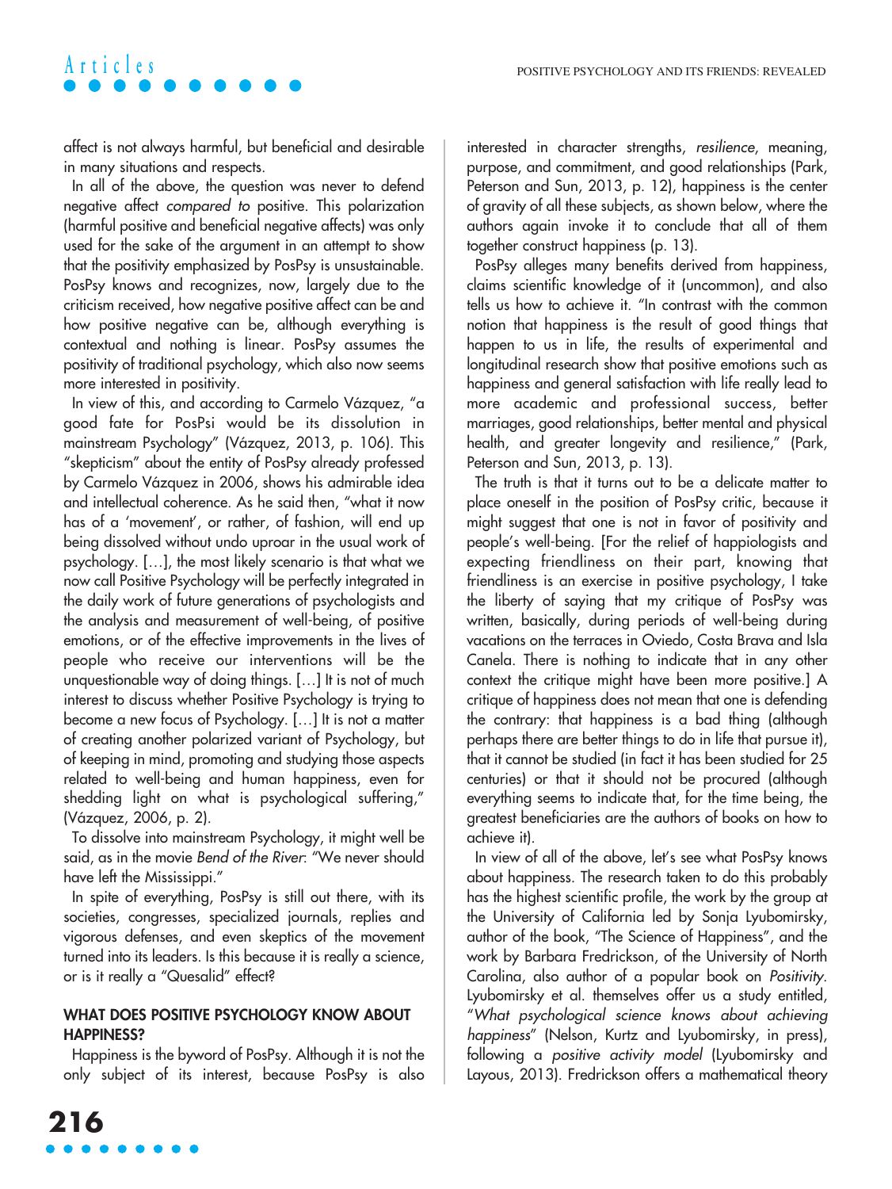affect is not always harmful, but beneficial and desirable in many situations and respects.

In all of the above, the question was never to defend negative affect *compared to* positive. This polarization (harmful positive and beneficial negative affects) was only used for the sake of the argument in an attempt to show that the positivity emphasized by PosPsy is unsustainable. PosPsy knows and recognizes, now, largely due to the criticism received, how negative positive affect can be and how positive negative can be, although everything is contextual and nothing is linear. PosPsy assumes the positivity of traditional psychology, which also now seems more interested in positivity.

In view of this, and according to Carmelo Vázquez, "a good fate for PosPsi would be its dissolution in mainstream Psychology" (Vázquez, 2013, p. 106). This "skepticism" about the entity of PosPsy already professed by Carmelo Vázquez in 2006, shows his admirable idea and intellectual coherence. As he said then, "what it now has of a 'movement', or rather, of fashion, will end up being dissolved without undo uproar in the usual work of psychology. […], the most likely scenario is that what we now call Positive Psychology will be perfectly integrated in the daily work of future generations of psychologists and the analysis and measurement of well-being, of positive emotions, or of the effective improvements in the lives of people who receive our interventions will be the unquestionable way of doing things. […] It is not of much interest to discuss whether Positive Psychology is trying to become a new focus of Psychology. […] It is not a matter of creating another polarized variant of Psychology, but of keeping in mind, promoting and studying those aspects related to well-being and human happiness, even for shedding light on what is psychological suffering," (Vázquez, 2006, p. 2).

To dissolve into mainstream Psychology, it might well be said, as in the movie *Bend of the River*: "We never should have left the Mississippi."

In spite of everything, PosPsy is still out there, with its societies, congresses, specialized journals, replies and vigorous defenses, and even skeptics of the movement turned into its leaders. Is this because it is really a science, or is it really a "Quesalid" effect?

## WHAT DOES POSITIVE PSYCHOLOGY KNOW ABOUT HAPPINESS?

Happiness is the byword of PosPsy. Although it is not the only subject of its interest, because PosPsy is also interested in character strengths, *resilience*, meaning, purpose, and commitment, and good relationships (Park, Peterson and Sun, 2013, p. 12), happiness is the center of gravity of all these subjects, as shown below, where the authors again invoke it to conclude that all of them together construct happiness (p. 13).

PosPsy alleges many benefits derived from happiness, claims scientific knowledge of it (uncommon), and also tells us how to achieve it. "In contrast with the common notion that happiness is the result of good things that happen to us in life, the results of experimental and longitudinal research show that positive emotions such as happiness and general satisfaction with life really lead to more academic and professional success, better marriages, good relationships, better mental and physical health, and greater longevity and resilience," (Park, Peterson and Sun, 2013, p. 13).

The truth is that it turns out to be a delicate matter to place oneself in the position of PosPsy critic, because it might suggest that one is not in favor of positivity and people's well-being. [For the relief of happiologists and expecting friendliness on their part, knowing that friendliness is an exercise in positive psychology, I take the liberty of saying that my critique of PosPsy was written, basically, during periods of well-being during vacations on the terraces in Oviedo, Costa Brava and Isla Canela. There is nothing to indicate that in any other context the critique might have been more positive.] A critique of happiness does not mean that one is defending the contrary: that happiness is a bad thing (although perhaps there are better things to do in life that pursue it), that it cannot be studied (in fact it has been studied for 25 centuries) or that it should not be procured (although everything seems to indicate that, for the time being, the greatest beneficiaries are the authors of books on how to achieve it).

In view of all of the above, let's see what PosPsy knows about happiness. The research taken to do this probably has the highest scientific profile, the work by the group at the University of California led by Sonja Lyubomirsky, author of the book, "The Science of Happiness", and the work by Barbara Fredrickson, of the University of North Carolina, also author of a popular book on *Positivity*. Lyubomirsky et al. themselves offer us a study entitled, "*What psychological science knows about achieving happiness*" (Nelson, Kurtz and Lyubomirsky, in press), following a *positive activity model* (Lyubomirsky and Layous, 2013). Fredrickson offers a mathematical theory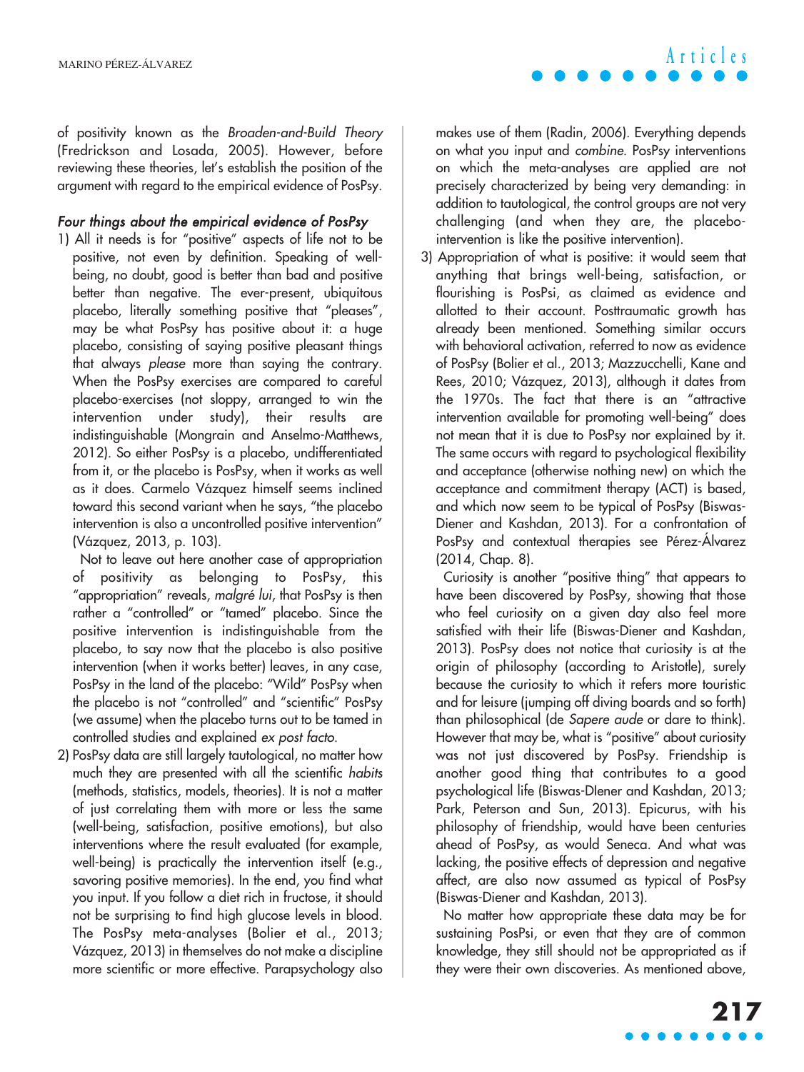of positivity known as the *Broaden-and-Build Theory* (Fredrickson and Losada, 2005). However, before reviewing these theories, let's establish the position of the argument with regard to the empirical evidence of PosPsy.

#### *Four things about the empirical evidence of PosPsy*

1) All it needs is for "positive" aspects of life not to be positive, not even by definition. Speaking of well-being, no doubt, good is better than bad and positive better than negative. The ever-present, ubiquitous placebo, literally something positive that "pleases", may be what PosPsy has positive about it: a huge placebo, consisting of saying positive pleasant things that always *please* more than saying the contrary. When the PosPsy exercises are compared to careful placebo-exercises (not sloppy, arranged to win the intervention under study), their results are indistinguishable (Mongrain and Anselmo-Matthews, 2012). So either PosPsy is a placebo, undifferentiated from it, or the placebo is PosPsy, when it works as well as it does. Carmelo Vázquez himself seems inclined toward this second variant when he says, "the placebo intervention is also a uncontrolled positive intervention" (Vázquez, 2013, p. 103).

   Not to leave out here another case of appropriation of positivity as belonging to PosPsy, this "appropriation" reveals, *malgré lui*, that PosPsy is then rather a "controlled" or "tamed" placebo. Since the positive intervention is indistinguishable from the placebo, to say now that the placebo is also positive intervention (when it works better) leaves, in any case, PosPsy in the land of the placebo: "Wild" PosPsy when the placebo is not "controlled" and "scientific" PosPsy (we assume) when the placebo turns out to be tamed in controlled studies and explained *ex post facto*.

2) PosPsy data are still largely tautological, no matter how much they are presented with all the scientific *habits* (methods, statistics, models, theories). It is not a matter of just correlating them with more or less the same (well-being, satisfaction, positive emotions), but also interventions where the result evaluated (for example, well-being) is practically the intervention itself (e.g., savoring positive memories). In the end, you find what you input. If you follow a diet rich in fructose, it should not be surprising to find high glucose levels in blood. The PosPsy meta-analyses (Bolier et al., 2013; Vázquez, 2013) in themselves do not make a discipline more scientific or more effective. Parapsychology also makes use of them (Radin, 2006). Everything depends on what you input and *combine*. PosPsy interventions on which the meta-analyses are applied are not precisely characterized by being very demanding: in addition to tautological, the control groups are not very challenging (and when they are, the placebo-intervention is like the positive intervention).

3) Appropriation of what is positive: it would seem that anything that brings well-being, satisfaction, or flourishing is PosPsi, as claimed as evidence and allotted to their account. Posttraumatic growth has already been mentioned. Something similar occurs with behavioral activation, referred to now as evidence of PosPsy (Bolier et al., 2013; Mazzucchelli, Kane and Rees, 2010; Vázquez, 2013), although it dates from the 1970s. The fact that there is an "attractive intervention available for promoting well-being" does not mean that it is due to PosPsy nor explained by it. The same occurs with regard to psychological flexibility and acceptance (otherwise nothing new) on which the acceptance and commitment therapy (ACT) is based, and which now seem to be typical of PosPsy (Biswas-Diener and Kashdan, 2013). For a confrontation of PosPsy and contextual therapies see Pérez-Álvarez (2014, Chap. 8).

   Curiosity is another "positive thing" that appears to have been discovered by PosPsy, showing that those who feel curiosity on a given day also feel more satisfied with their life (Biswas-Diener and Kashdan, 2013). PosPsy does not notice that curiosity is at the origin of philosophy (according to Aristotle), surely because the curiosity to which it refers more touristic and for leisure (jumping off diving boards and so forth) than philosophical (de *Sapere aude* or dare to think). However that may be, what is "positive" about curiosity was not just discovered by PosPsy. Friendship is another good thing that contributes to a good psychological life (Biswas-DIener and Kashdan, 2013; Park, Peterson and Sun, 2013). Epicurus, with his philosophy of friendship, would have been centuries ahead of PosPsy, as would Seneca. And what was lacking, the positive effects of depression and negative affect, are also now assumed as typical of PosPsy (Biswas-Diener and Kashdan, 2013).

   No matter how appropriate these data may be for sustaining PosPsi, or even that they are of common knowledge, they still should not be appropriated as if they were their own discoveries. As mentioned above,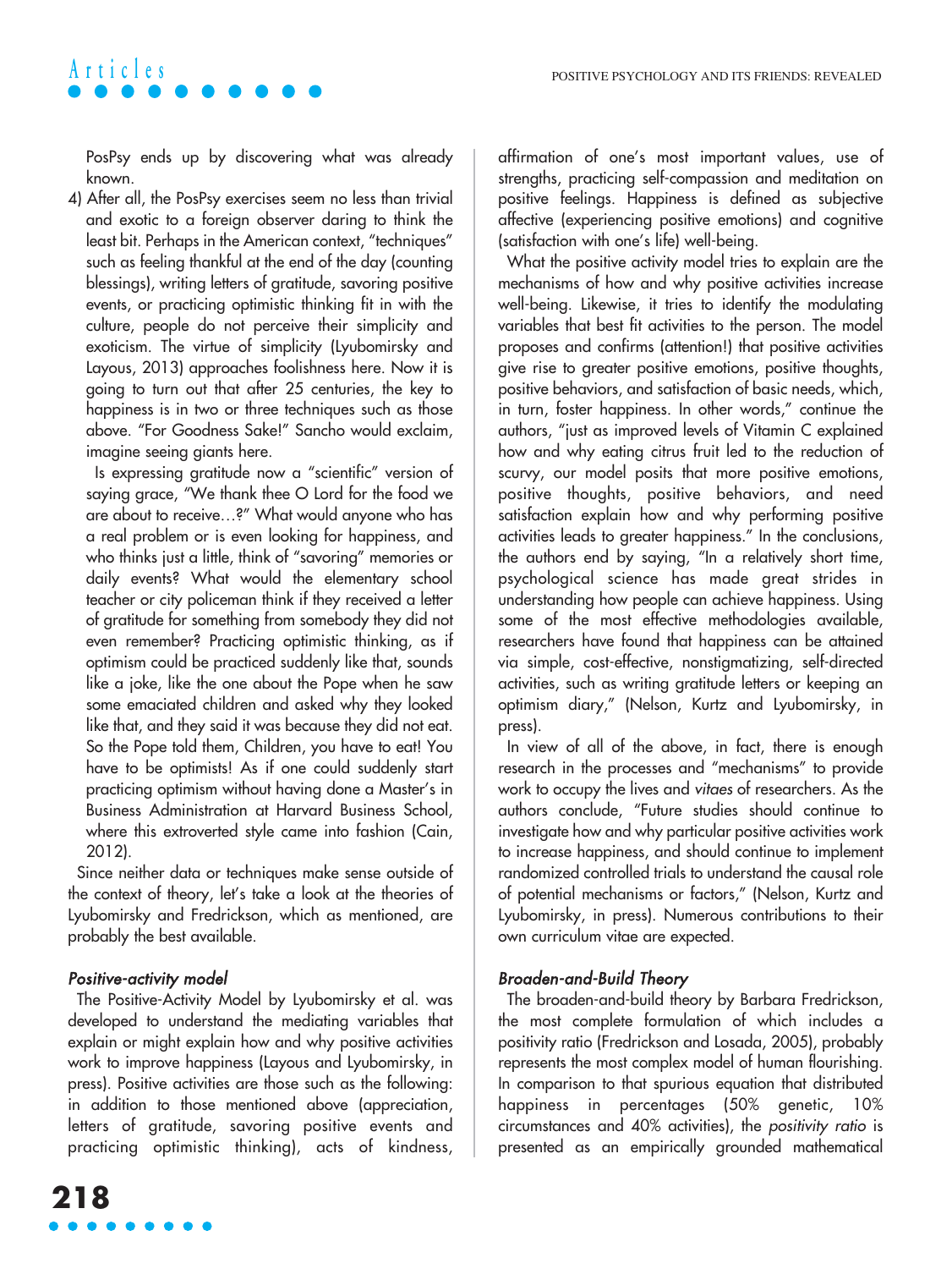PosPsy ends up by discovering what was already known.

4) After all, the PosPsy exercises seem no less than trivial and exotic to a foreign observer daring to think the least bit. Perhaps in the American context, "techniques" such as feeling thankful at the end of the day (counting blessings), writing letters of gratitude, savoring positive events, or practicing optimistic thinking fit in with the culture, people do not perceive their simplicity and exoticism. The virtue of simplicity (Lyubomirsky and Layous, 2013) approaches foolishness here. Now it is going to turn out that after 25 centuries, the key to happiness is in two or three techniques such as those above. "For Goodness Sake!" Sancho would exclaim, imagine seeing giants here.

   Is expressing gratitude now a "scientific" version of saying grace, "We thank thee O Lord for the food we are about to receive…?" What would anyone who has a real problem or is even looking for happiness, and who thinks just a little, think of "savoring" memories or daily events? What would the elementary school teacher or city policeman think if they received a letter of gratitude for something from somebody they did not even remember? Practicing optimistic thinking, as if optimism could be practiced suddenly like that, sounds like a joke, like the one about the Pope when he saw some emaciated children and asked why they looked like that, and they said it was because they did not eat. So the Pope told them, Children, you have to eat! You have to be optimists! As if one could suddenly start practicing optimism without having done a Master's in Business Administration at Harvard Business School, where this extroverted style came into fashion (Cain, 2012).

Since neither data or techniques make sense outside of the context of theory, let's take a look at the theories of Lyubomirsky and Fredrickson, which as mentioned, are probably the best available.

### *Positive-activity model*

The Positive-Activity Model by Lyubomirsky et al. was developed to understand the mediating variables that explain or might explain how and why positive activities work to improve happiness (Layous and Lyubomirsky, in press). Positive activities are those such as the following: in addition to those mentioned above (appreciation, letters of gratitude, savoring positive events and practicing optimistic thinking), acts of kindness, affirmation of one's most important values, use of strengths, practicing self-compassion and meditation on positive feelings. Happiness is defined as subjective affective (experiencing positive emotions) and cognitive (satisfaction with one's life) well-being.

What the positive activity model tries to explain are the mechanisms of how and why positive activities increase well-being. Likewise, it tries to identify the modulating variables that best fit activities to the person. The model proposes and confirms (attention!) that positive activities give rise to greater positive emotions, positive thoughts, positive behaviors, and satisfaction of basic needs, which, in turn, foster happiness. In other words," continue the authors, "just as improved levels of Vitamin C explained how and why eating citrus fruit led to the reduction of scurvy, our model posits that more positive emotions, positive thoughts, positive behaviors, and need satisfaction explain how and why performing positive activities leads to greater happiness." In the conclusions, the authors end by saying, "In a relatively short time, psychological science has made great strides in understanding how people can achieve happiness. Using some of the most effective methodologies available, researchers have found that happiness can be attained via simple, cost-effective, nonstigmatizing, self-directed activities, such as writing gratitude letters or keeping an optimism diary," (Nelson, Kurtz and Lyubomirsky, in press).

In view of all of the above, in fact, there is enough research in the processes and "mechanisms" to provide work to occupy the lives and *vitaes* of researchers. As the authors conclude, "Future studies should continue to investigate how and why particular positive activities work to increase happiness, and should continue to implement randomized controlled trials to understand the causal role of potential mechanisms or factors," (Nelson, Kurtz and Lyubomirsky, in press). Numerous contributions to their own curriculum vitae are expected.

### *Broaden-and-Build Theory*

The broaden-and-build theory by Barbara Fredrickson, the most complete formulation of which includes a positivity ratio (Fredrickson and Losada, 2005), probably represents the most complex model of human flourishing. In comparison to that spurious equation that distributed happiness in percentages (50% genetic, 10% circumstances and 40% activities), the *positivity ratio* is presented as an empirically grounded mathematical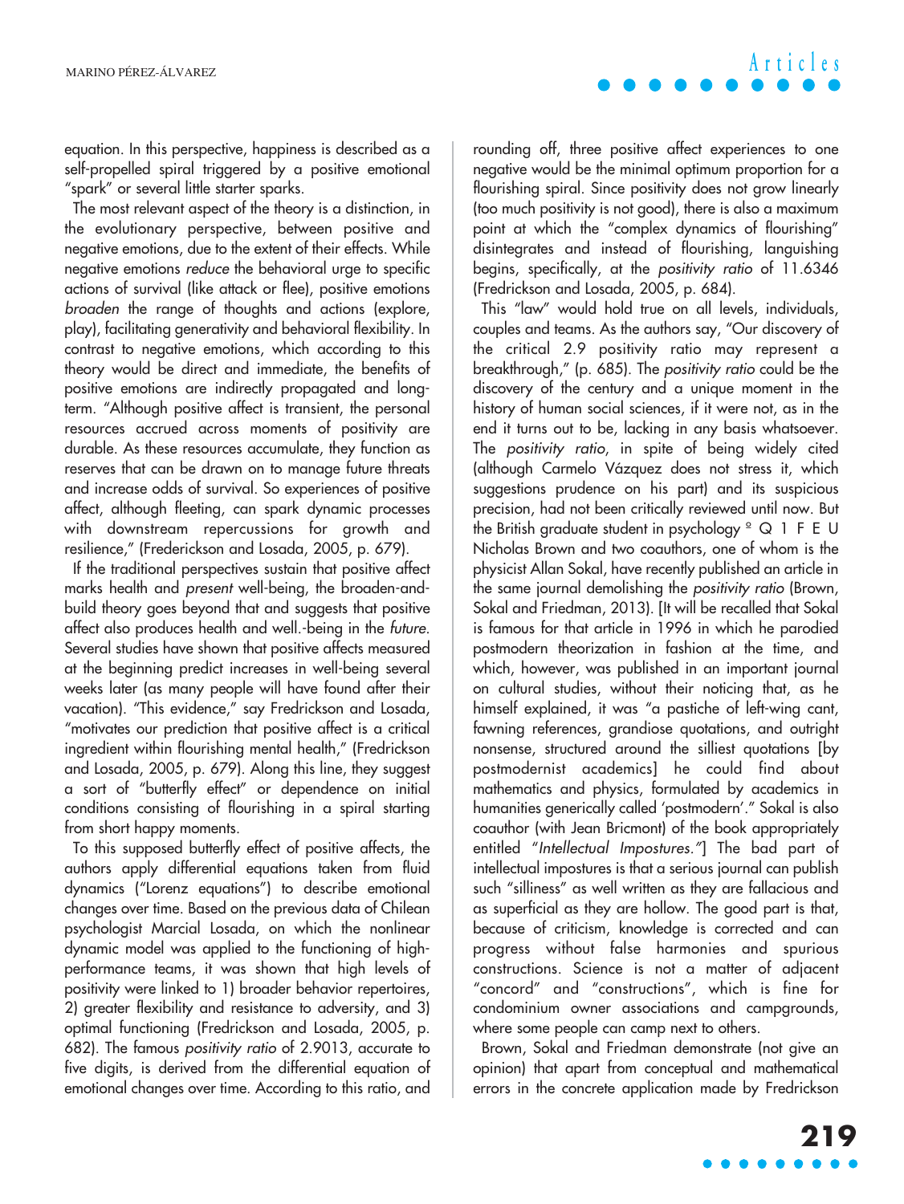equation. In this perspective, happiness is described as a self-propelled spiral triggered by a positive emotional "spark" or several little starter sparks.

The most relevant aspect of the theory is a distinction, in the evolutionary perspective, between positive and negative emotions, due to the extent of their effects. While negative emotions *reduce* the behavioral urge to specific actions of survival (like attack or flee), positive emotions *broaden* the range of thoughts and actions (explore, play), facilitating generativity and behavioral flexibility. In contrast to negative emotions, which according to this theory would be direct and immediate, the benefits of positive emotions are indirectly propagated and long-term. "Although positive affect is transient, the personal resources accrued across moments of positivity are durable. As these resources accumulate, they function as reserves that can be drawn on to manage future threats and increase odds of survival. So experiences of positive affect, although fleeting, can spark dynamic processes with downstream repercussions for growth and resilience," (Frederickson and Losada, 2005, p. 679).

If the traditional perspectives sustain that positive affect marks health and *present* well-being, the broaden-and-build theory goes beyond that and suggests that positive affect also produces health and well.-being in the *future*. Several studies have shown that positive affects measured at the beginning predict increases in well-being several weeks later (as many people will have found after their vacation). "This evidence," say Fredrickson and Losada, "motivates our prediction that positive affect is a critical ingredient within flourishing mental health," (Fredrickson and Losada, 2005, p. 679). Along this line, they suggest a sort of "butterfly effect" or dependence on initial conditions consisting of flourishing in a spiral starting from short happy moments.

To this supposed butterfly effect of positive affects, the authors apply differential equations taken from fluid dynamics ("Lorenz equations") to describe emotional changes over time. Based on the previous data of Chilean psychologist Marcial Losada, on which the nonlinear dynamic model was applied to the functioning of high-performance teams, it was shown that high levels of positivity were linked to 1) broader behavior repertoires, 2) greater flexibility and resistance to adversity, and 3) optimal functioning (Fredrickson and Losada, 2005, p. 682). The famous *positivity ratio* of 2.9013, accurate to five digits, is derived from the differential equation of emotional changes over time. According to this ratio, and rounding off, three positive affect experiences to one negative would be the minimal optimum proportion for a flourishing spiral. Since positivity does not grow linearly (too much positivity is not good), there is also a maximum point at which the "complex dynamics of flourishing" disintegrates and instead of flourishing, languishing begins, specifically, at the *positivity ratio* of 11.6346 (Fredrickson and Losada, 2005, p. 684).

This "law" would hold true on all levels, individuals, couples and teams. As the authors say, "Our discovery of the critical 2.9 positivity ratio may represent a breakthrough," (p. 685). The *positivity ratio* could be the discovery of the century and a unique moment in the history of human social sciences, if it were not, as in the end it turns out to be, lacking in any basis whatsoever. The *positivity ratio*, in spite of being widely cited (although Carmelo Vázquez does not stress it, which suggestions prudence on his part) and its suspicious precision, had not been critically reviewed until now. But the British graduate student in psychology º Q 1 F E U Nicholas Brown and two coauthors, one of whom is the physicist Allan Sokal, have recently published an article in the same journal demolishing the *positivity ratio* (Brown, Sokal and Friedman, 2013). [It will be recalled that Sokal is famous for that article in 1996 in which he parodied postmodern theorization in fashion at the time, and which, however, was published in an important journal on cultural studies, without their noticing that, as he himself explained, it was "a pastiche of left-wing cant, fawning references, grandiose quotations, and outright nonsense, structured around the silliest quotations [by postmodernist academics] he could find about mathematics and physics, formulated by academics in humanities generically called 'postmodern'." Sokal is also coauthor (with Jean Bricmont) of the book appropriately entitled "*Intellectual Impostures."*] The bad part of intellectual impostures is that a serious journal can publish such "silliness" as well written as they are fallacious and as superficial as they are hollow. The good part is that, because of criticism, knowledge is corrected and can progress without false harmonies and spurious constructions. Science is not a matter of adjacent "concord" and "constructions", which is fine for condominium owner associations and campgrounds, where some people can camp next to others.

Brown, Sokal and Friedman demonstrate (not give an opinion) that apart from conceptual and mathematical errors in the concrete application made by Fredrickson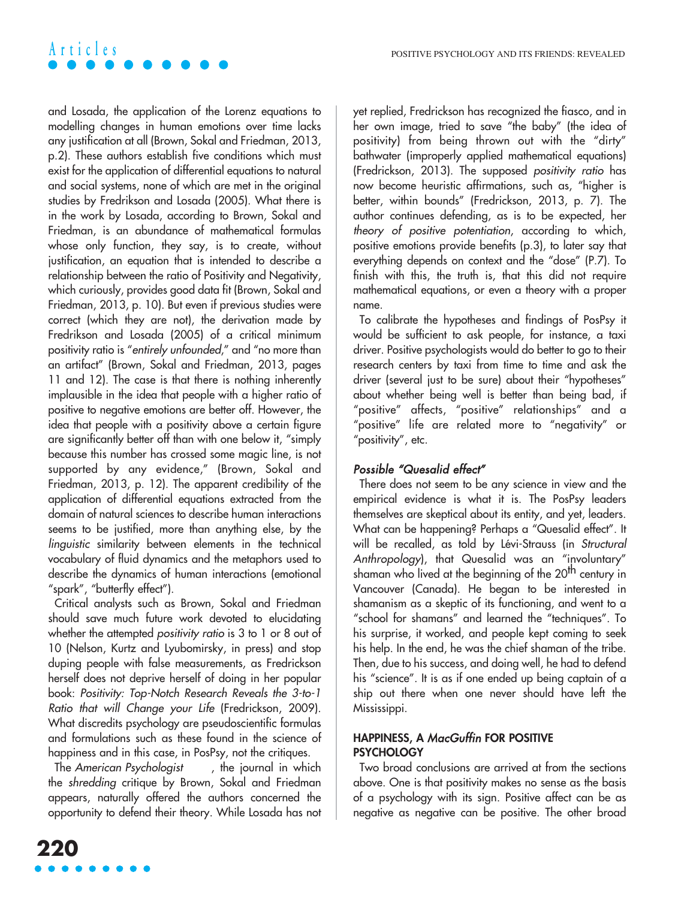and Losada, the application of the Lorenz equations to modelling changes in human emotions over time lacks any justification at all (Brown, Sokal and Friedman, 2013, p.2). These authors establish five conditions which must exist for the application of differential equations to natural and social systems, none of which are met in the original studies by Fredrikson and Losada (2005). What there is in the work by Losada, according to Brown, Sokal and Friedman, is an abundance of mathematical formulas whose only function, they say, is to create, without justification, an equation that is intended to describe a relationship between the ratio of Positivity and Negativity, which curiously, provides good data fit (Brown, Sokal and Friedman, 2013, p. 10). But even if previous studies were correct (which they are not), the derivation made by Fredrikson and Losada (2005) of a critical minimum positivity ratio is "*entirely unfounded*," and "no more than an artifact" (Brown, Sokal and Friedman, 2013, pages 11 and 12). The case is that there is nothing inherently implausible in the idea that people with a higher ratio of positive to negative emotions are better off. However, the idea that people with a positivity above a certain figure are significantly better off than with one below it, "simply because this number has crossed some magic line, is not supported by any evidence," (Brown, Sokal and Friedman, 2013, p. 12). The apparent credibility of the application of differential equations extracted from the domain of natural sciences to describe human interactions seems to be justified, more than anything else, by the *linguistic* similarity between elements in the technical vocabulary of fluid dynamics and the metaphors used to describe the dynamics of human interactions (emotional "spark", "butterfly effect").

Critical analysts such as Brown, Sokal and Friedman should save much future work devoted to elucidating whether the attempted *positivity ratio* is 3 to 1 or 8 out of 10 (Nelson, Kurtz and Lyubomirsky, in press) and stop duping people with false measurements, as Fredrickson herself does not deprive herself of doing in her popular book: *Positivity: Top-Notch Research Reveals the 3-to-1 Ratio that will Change your Life* (Fredrickson, 2009). What discredits psychology are pseudoscientific formulas and formulations such as these found in the science of happiness and in this case, in PosPsy, not the critiques.

The *American Psychologist*, the journal in which the *shredding* critique by Brown, Sokal and Friedman appears, naturally offered the authors concerned the opportunity to defend their theory. While Losada has not yet replied, Fredrickson has recognized the fiasco, and in her own image, tried to save "the baby" (the idea of positivity) from being thrown out with the "dirty" bathwater (improperly applied mathematical equations) (Fredrickson, 2013). The supposed *positivity ratio* has now become heuristic affirmations, such as, "higher is better, within bounds" (Fredrickson, 2013, p. 7). The author continues defending, as is to be expected, her *theory of positive potentiation*, according to which, positive emotions provide benefits (p.3), to later say that everything depends on context and the "dose" (P.7). To finish with this, the truth is, that this did not require mathematical equations, or even a theory with a proper name.

To calibrate the hypotheses and findings of PosPsy it would be sufficient to ask people, for instance, a taxi driver. Positive psychologists would do better to go to their research centers by taxi from time to time and ask the driver (several just to be sure) about their "hypotheses" about whether being well is better than being bad, if "positive" affects, "positive" relationships" and a "positive" life are related more to "negativity" or "positivity", etc.

### *Possible "Quesalid effect"*

There does not seem to be any science in view and the empirical evidence is what it is. The PosPsy leaders themselves are skeptical about its entity, and yet, leaders. What can be happening? Perhaps a "Quesalid effect". It will be recalled, as told by Lévi-Strauss (in *Structural Anthropology*), that Quesalid was an "involuntary" shaman who lived at the beginning of the 20th century in Vancouver (Canada). He began to be interested in shamanism as a skeptic of its functioning, and went to a "school for shamans" and learned the "techniques". To his surprise, it worked, and people kept coming to seek his help. In the end, he was the chief shaman of the tribe. Then, due to his success, and doing well, he had to defend his "science". It is as if one ended up being captain of a ship out there when one never should have left the Mississippi.

## HAPPINESS, A *MacGuffin* FOR POSITIVE PSYCHOLOGY

Two broad conclusions are arrived at from the sections above. One is that positivity makes no sense as the basis of a psychology with its sign. Positive affect can be as negative as negative can be positive. The other broad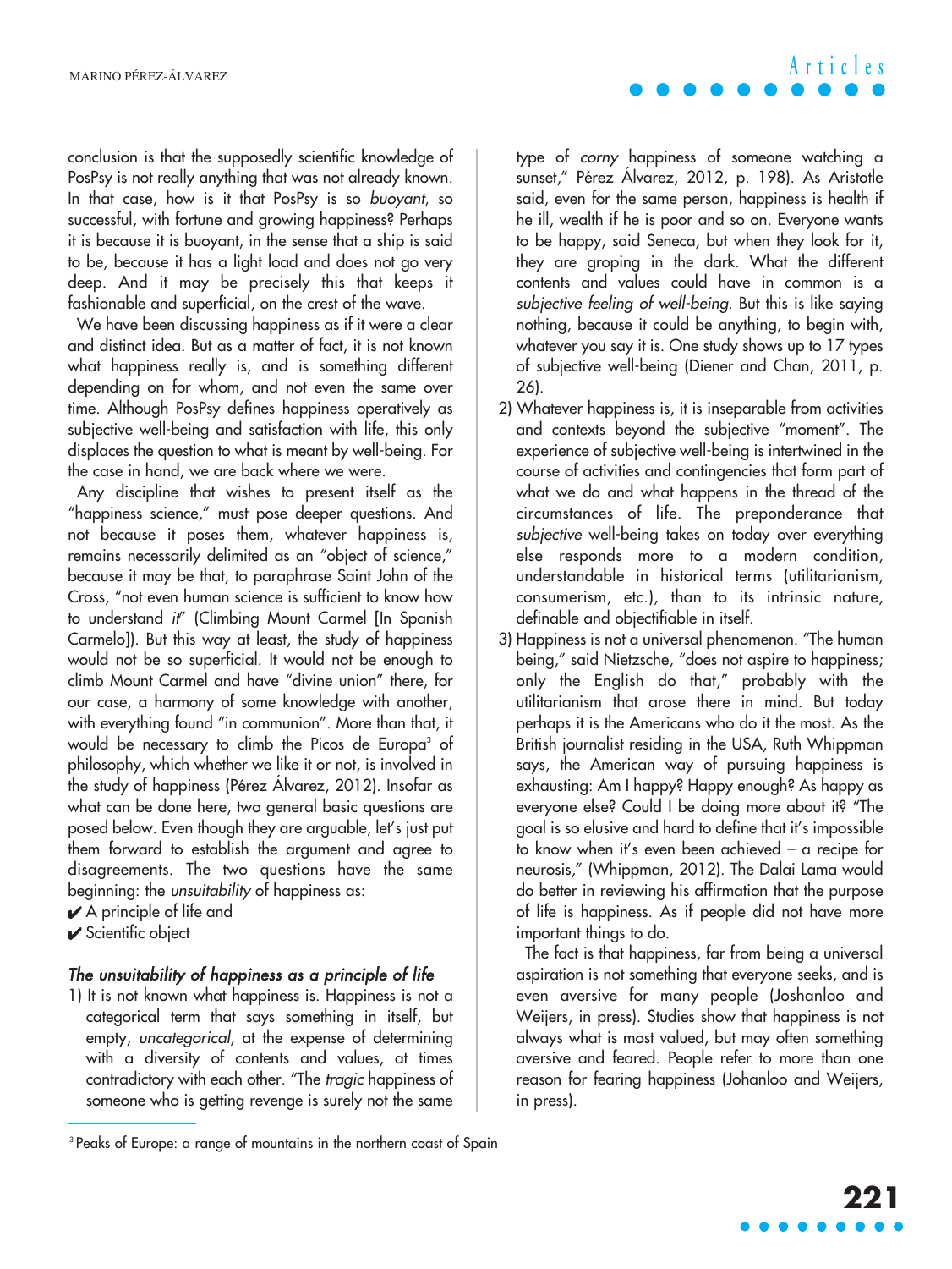conclusion is that the supposedly scientific knowledge of PosPsy is not really anything that was not already known. In that case, how is it that PosPsy is so *buoyant*, so successful, with fortune and growing happiness? Perhaps it is because it is buoyant, in the sense that a ship is said to be, because it has a light load and does not go very deep. And it may be precisely this that keeps it fashionable and superficial, on the crest of the wave.

We have been discussing happiness as if it were a clear and distinct idea. But as a matter of fact, it is not known what happiness really is, and is something different depending on for whom, and not even the same over time. Although PosPsy defines happiness operatively as subjective well-being and satisfaction with life, this only displaces the question to what is meant by well-being. For the case in hand, we are back where we were.

Any discipline that wishes to present itself as the "happiness science," must pose deeper questions. And not because it poses them, whatever happiness is, remains necessarily delimited as an "object of science," because it may be that, to paraphrase Saint John of the Cross, "not even human science is sufficient to know how to understand *it*" (Climbing Mount Carmel [In Spanish Carmelo]). But this way at least, the study of happiness would not be so superficial. It would not be enough to climb Mount Carmel and have "divine union" there, for our case, a harmony of some knowledge with another, with everything found "in communion". More than that, it would be necessary to climb the Picos de Europa[3] of philosophy, which whether we like it or not, is involved in the study of happiness (Pérez Álvarez, 2012). Insofar as what can be done here, two general basic questions are posed below. Even though they are arguable, let's just put them forward to establish the argument and agree to disagreements. The two questions have the same beginning: the *unsuitability* of happiness as:

✔ A principle of life and
✔ Scientific object

### *The unsuitability of happiness as a principle of life*

1) It is not known what happiness is. Happiness is not a categorical term that says something in itself, but empty, *uncategorical*, at the expense of determining with a diversity of contents and values, at times contradictory with each other. "The *tragic* happiness of someone who is getting revenge is surely not the same type of *corny* happiness of someone watching a sunset," Pérez Álvarez, 2012, p. 198). As Aristotle said, even for the same person, happiness is health if he ill, wealth if he is poor and so on. Everyone wants to be happy, said Seneca, but when they look for it, they are groping in the dark. What the different contents and values could have in common is a *subjective feeling of well-being*. But this is like saying nothing, because it could be anything, to begin with, whatever you say it is. One study shows up to 17 types of subjective well-being (Diener and Chan, 2011, p. 26).
2) Whatever happiness is, it is inseparable from activities and contexts beyond the subjective "moment". The experience of subjective well-being is intertwined in the course of activities and contingencies that form part of what we do and what happens in the thread of the circumstances of life. The preponderance that *subjective* well-being takes on today over everything else responds more to a modern condition, understandable in historical terms (utilitarianism, consumerism, etc.), than to its intrinsic nature, definable and objectifiable in itself.
3) Happiness is not a universal phenomenon. "The human being," said Nietzsche, "does not aspire to happiness; only the English do that," probably with the utilitarianism that arose there in mind. But today perhaps it is the Americans who do it the most. As the British journalist residing in the USA, Ruth Whippman says, the American way of pursuing happiness is exhausting: Am I happy? Happy enough? As happy as everyone else? Could I be doing more about it? "The goal is so elusive and hard to define that it's impossible to know when it's even been achieved – a recipe for neurosis," (Whippman, 2012). The Dalai Lama would do better in reviewing his affirmation that the purpose of life is happiness. As if people did not have more important things to do.

The fact is that happiness, far from being a universal aspiration is not something that everyone seeks, and is even aversive for many people (Joshanloo and Weijers, in press). Studies show that happiness is not always what is most valued, but may often something aversive and feared. People refer to more than one reason for fearing happiness (Johanloo and Weijers, in press).

[3] Peaks of Europe: a range of mountains in the northern coast of Spain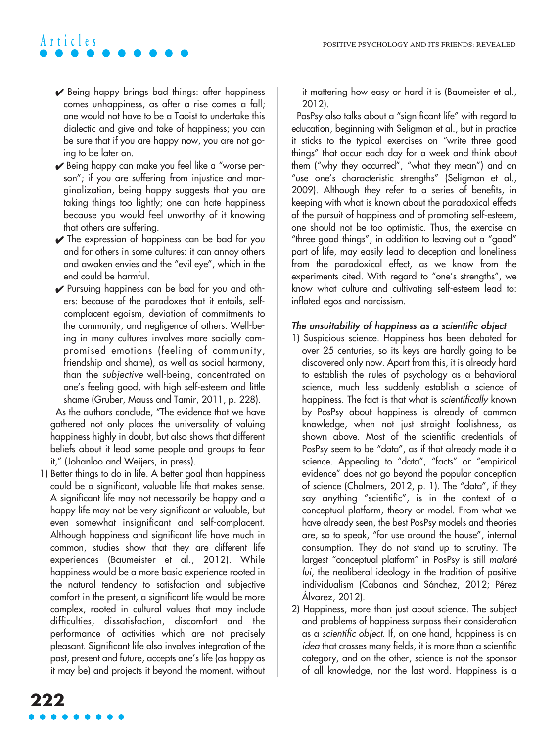- ✔ Being happy brings bad things: after happiness comes unhappiness, as after a rise comes a fall; one would not have to be a Taoist to undertake this dialectic and give and take of happiness; you can be sure that if you are happy now, you are not going to be later on.
- ✔ Being happy can make you feel like a "worse person"; if you are suffering from injustice and marginalization, being happy suggests that you are taking things too lightly; one can hate happiness because you would feel unworthy of it knowing that others are suffering.
- ✔ The expression of happiness can be bad for you and for others in some cultures: it can annoy others and awaken envies and the "evil eye", which in the end could be harmful.
- ✔ Pursuing happiness can be bad for you and others: because of the paradoxes that it entails, self-complacent egoism, deviation of commitments to the community, and negligence of others. Well-being in many cultures involves more socially compromised emotions (feeling of community, friendship and shame), as well as social harmony, than the *subjective* well-being, concentrated on one's feeling good, with high self-esteem and little shame (Gruber, Mauss and Tamir, 2011, p. 228).

As the authors conclude, "The evidence that we have gathered not only places the universality of valuing happiness highly in doubt, but also shows that different beliefs about it lead some people and groups to fear it," (Johanloo and Weijers, in press).

1) Better things to do in life. A better goal than happiness could be a significant, valuable life that makes sense. A significant life may not necessarily be happy and a happy life may not be very significant or valuable, but even somewhat insignificant and self-complacent. Although happiness and significant life have much in common, studies show that they are different life experiences (Baumeister et al., 2012). While happiness would be a more basic experience rooted in the natural tendency to satisfaction and subjective comfort in the present, a significant life would be more complex, rooted in cultural values that may include difficulties, dissatisfaction, discomfort and the performance of activities which are not precisely pleasant. Significant life also involves integration of the past, present and future, accepts one's life (as happy as it may be) and projects it beyond the moment, without it mattering how easy or hard it is (Baumeister et al., 2012).

PosPsy also talks about a "significant life" with regard to education, beginning with Seligman et al., but in practice it sticks to the typical exercises on "write three good things" that occur each day for a week and think about them ("why they occurred", "what they mean") and on "use one's characteristic strengths" (Seligman et al., 2009). Although they refer to a series of benefits, in keeping with what is known about the paradoxical effects of the pursuit of happiness and of promoting self-esteem, one should not be too optimistic. Thus, the exercise on "three good things", in addition to leaving out a "good" part of life, may easily lead to deception and loneliness from the paradoxical effect, as we know from the experiments cited. With regard to "one's strengths", we know what culture and cultivating self-esteem lead to: inflated egos and narcissism.

### *The unsuitability of happiness as a scientific object*

1) Suspicious science. Happiness has been debated for over 25 centuries, so its keys are hardly going to be discovered only now. Apart from this, it is already hard to establish the rules of psychology as a behavioral science, much less suddenly establish a science of happiness. The fact is that what is *scientifically* known by PosPsy about happiness is already of common knowledge, when not just straight foolishness, as shown above. Most of the scientific credentials of PosPsy seem to be "data", as if that already made it a science. Appealing to "data", "facts" or "empirical evidence" does not go beyond the popular conception of science (Chalmers, 2012, p. 1). The "data", if they say anything "scientific", is in the context of a conceptual platform, theory or model. From what we have already seen, the best PosPsy models and theories are, so to speak, "for use around the house", internal consumption. They do not stand up to scrutiny. The largest "conceptual platform" in PosPsy is still *malaré lui*, the neoliberal ideology in the tradition of positive individualism (Cabanas and Sánchez, 2012; Pérez Álvarez, 2012).
2) Happiness, more than just about science. The subject and problems of happiness surpass their consideration as a *scientific object*. If, on one hand, happiness is an *idea* that crosses many fields, it is more than a scientific category, and on the other, science is not the sponsor of all knowledge, nor the last word. Happiness is a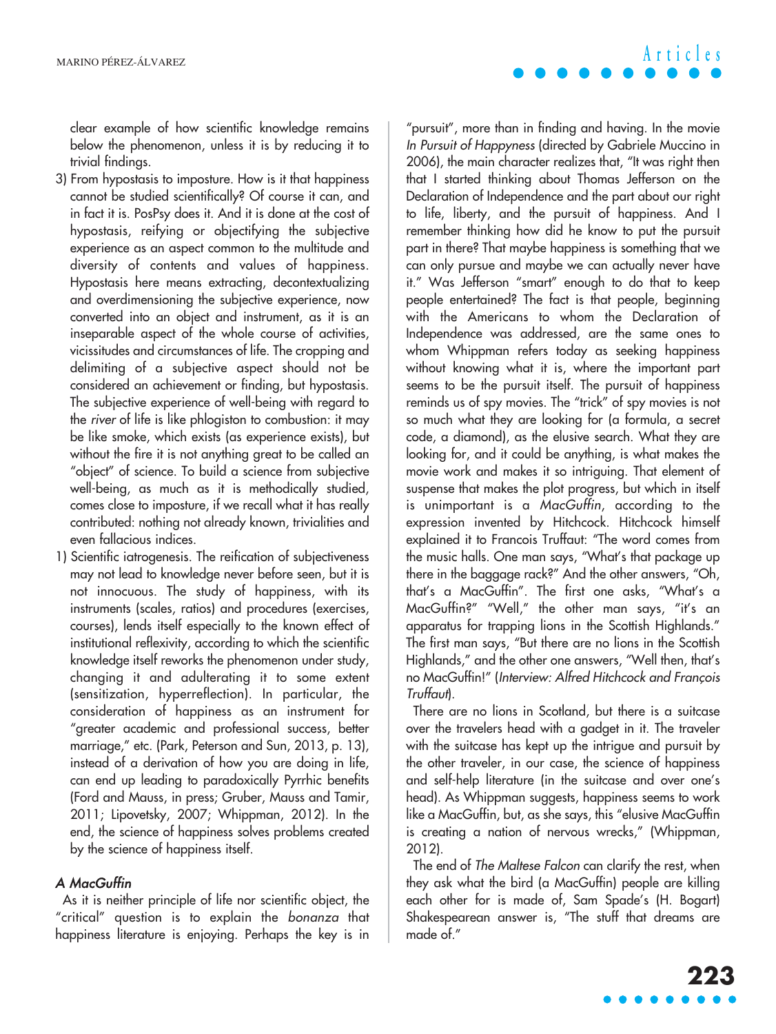clear example of how scientific knowledge remains below the phenomenon, unless it is by reducing it to trivial findings.

3) From hypostasis to imposture. How is it that happiness cannot be studied scientifically? Of course it can, and in fact it is. PosPsy does it. And it is done at the cost of hypostasis, reifying or objectifying the subjective experience as an aspect common to the multitude and diversity of contents and values of happiness. Hypostasis here means extracting, decontextualizing and overdimensioning the subjective experience, now converted into an object and instrument, as it is an inseparable aspect of the whole course of activities, vicissitudes and circumstances of life. The cropping and delimiting of a subjective aspect should not be considered an achievement or finding, but hypostasis. The subjective experience of well-being with regard to the *river* of life is like phlogiston to combustion: it may be like smoke, which exists (as experience exists), but without the fire it is not anything great to be called an "object" of science. To build a science from subjective well-being, as much as it is methodically studied, comes close to imposture, if we recall what it has really contributed: nothing not already known, trivialities and even fallacious indices.

1) Scientific iatrogenesis. The reification of subjectiveness may not lead to knowledge never before seen, but it is not innocuous. The study of happiness, with its instruments (scales, ratios) and procedures (exercises, courses), lends itself especially to the known effect of institutional reflexivity, according to which the scientific knowledge itself reworks the phenomenon under study, changing it and adulterating it to some extent (sensitization, hyperreflection). In particular, the consideration of happiness as an instrument for "greater academic and professional success, better marriage," etc. (Park, Peterson and Sun, 2013, p. 13), instead of a derivation of how you are doing in life, can end up leading to paradoxically Pyrrhic benefits (Ford and Mauss, in press; Gruber, Mauss and Tamir, 2011; Lipovetsky, 2007; Whippman, 2012). In the end, the science of happiness solves problems created by the science of happiness itself.

### *A MacGuffin*

As it is neither principle of life nor scientific object, the "critical" question is to explain the *bonanza* that happiness literature is enjoying. Perhaps the key is in "pursuit", more than in finding and having. In the movie *In Pursuit of Happyness* (directed by Gabriele Muccino in 2006), the main character realizes that, "It was right then that I started thinking about Thomas Jefferson on the Declaration of Independence and the part about our right to life, liberty, and the pursuit of happiness. And I remember thinking how did he know to put the pursuit part in there? That maybe happiness is something that we can only pursue and maybe we can actually never have it." Was Jefferson "smart" enough to do that to keep people entertained? The fact is that people, beginning with the Americans to whom the Declaration of Independence was addressed, are the same ones to whom Whippman refers today as seeking happiness without knowing what it is, where the important part seems to be the pursuit itself. The pursuit of happiness reminds us of spy movies. The "trick" of spy movies is not so much what they are looking for (a formula, a secret code, a diamond), as the elusive search. What they are looking for, and it could be anything, is what makes the movie work and makes it so intriguing. That element of suspense that makes the plot progress, but which in itself is unimportant is a *MacGuffin*, according to the expression invented by Hitchcock. Hitchcock himself explained it to Francois Truffaut: "The word comes from the music halls. One man says, "What's that package up there in the baggage rack?" And the other answers, "Oh, that's a MacGuffin". The first one asks, "What's a MacGuffin?" "Well," the other man says, "it's an apparatus for trapping lions in the Scottish Highlands." The first man says, "But there are no lions in the Scottish Highlands," and the other one answers, "Well then, that's no MacGuffin!" (*Interview: Alfred Hitchcock and François Truffaut*).

There are no lions in Scotland, but there is a suitcase over the travelers head with a gadget in it. The traveler with the suitcase has kept up the intrigue and pursuit by the other traveler, in our case, the science of happiness and self-help literature (in the suitcase and over one's head). As Whippman suggests, happiness seems to work like a MacGuffin, but, as she says, this "elusive MacGuffin is creating a nation of nervous wrecks," (Whippman, 2012).

The end of *The Maltese Falcon* can clarify the rest, when they ask what the bird (a MacGuffin) people are killing each other for is made of, Sam Spade's (H. Bogart) Shakespearean answer is, "The stuff that dreams are made of."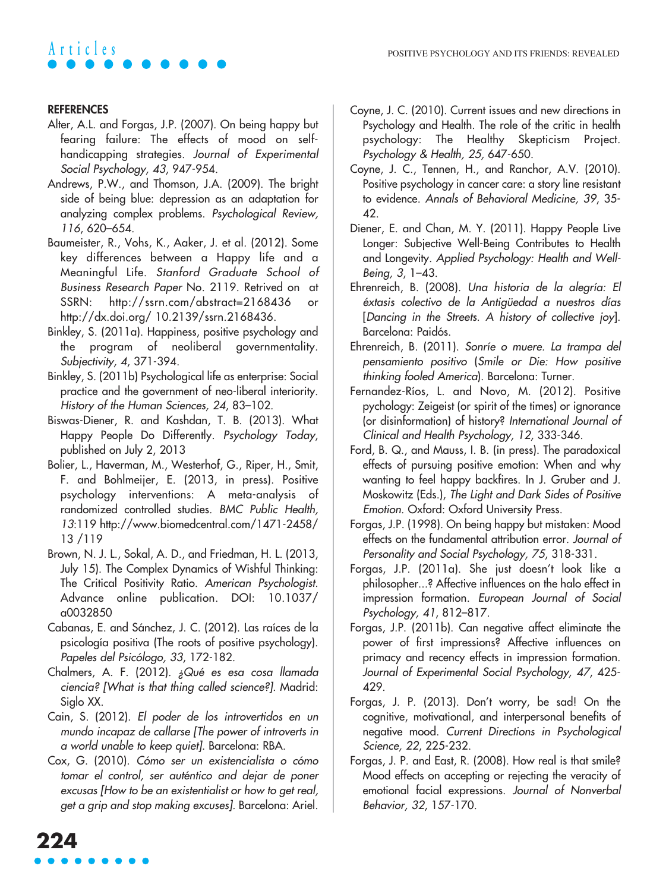## REFERENCES

Alter, A.L. and Forgas, J.P. (2007). On being happy but fearing failure: The effects of mood on self-handicapping strategies. *Journal of Experimental Social Psychology, 43*, 947-954.

Andrews, P.W., and Thomson, J.A. (2009). The bright side of being blue: depression as an adaptation for analyzing complex problems. *Psychological Review, 116*, 620–654.

Baumeister, R., Vohs, K., Aaker, J. et al. (2012). Some key differences between a Happy life and a Meaningful Life. *Stanford Graduate School of Business Research Paper* No. 2119. Retrived on at SSRN: http://ssrn.com/abstract=2168436 or http://dx.doi.org/ 10.2139/ssrn.2168436.

Binkley, S. (2011a). Happiness, positive psychology and the program of neoliberal governmentality. *Subjectivity, 4*, 371-394.

Binkley, S. (2011b) Psychological life as enterprise: Social practice and the government of neo-liberal interiority. *History of the Human Sciences, 24*, 83–102.

Biswas-Diener, R. and Kashdan, T. B. (2013). What Happy People Do Differently. *Psychology Today*, published on July 2, 2013

Bolier, L., Haverman, M., Westerhof, G., Riper, H., Smit, F. and Bohlmeijer, E. (2013, in press). Positive psychology interventions: A meta-analysis of randomized controlled studies. *BMC Public Health, 13*:119 http://www.biomedcentral.com/1471-2458/ 13 /119

Brown, N. J. L., Sokal, A. D., and Friedman, H. L. (2013, July 15). The Complex Dynamics of Wishful Thinking: The Critical Positivity Ratio. *American Psychologist*. Advance online publication. DOI: 10.1037/ a0032850

Cabanas, E. and Sánchez, J. C. (2012). Las raíces de la psicología positiva (The roots of positive psychology). *Papeles del Psicólogo, 33*, 172-182.

Chalmers, A. F. (2012). *¿Qué es esa cosa llamada ciencia? [What is that thing called science?]*. Madrid: Siglo XX.

Cain, S. (2012). *El poder de los introvertidos en un mundo incapaz de callarse [The power of introverts in a world unable to keep quiet]*. Barcelona: RBA.

Cox, G. (2010). *Cómo ser un existencialista o cómo tomar el control, ser auténtico and dejar de poner excusas [How to be an existentialist or how to get real, get a grip and stop making excuses]*. Barcelona: Ariel.

Coyne, J. C. (2010). Current issues and new directions in Psychology and Health. The role of the critic in health psychology: The Healthy Skepticism Project. *Psychology & Health, 25*, 647-650.

Coyne, J. C., Tennen, H., and Ranchor, A.V. (2010). Positive psychology in cancer care: a story line resistant to evidence. *Annals of Behavioral Medicine, 39*, 35-42.

Diener, E. and Chan, M. Y. (2011). Happy People Live Longer: Subjective Well-Being Contributes to Health and Longevity. *Applied Psychology: Health and Well-Being, 3*, 1–43.

Ehrenreich, B. (2008). *Una historia de la alegría: El éxtasis colectivo de la Antigüedad a nuestros días* [*Dancing in the Streets. A history of collective joy*]. Barcelona: Paidós.

Ehrenreich, B. (2011). *Sonríe o muere. La trampa del pensamiento positivo* (*Smile or Die: How positive thinking fooled America*). Barcelona: Turner.

Fernandez-Ríos, L. and Novo, M. (2012). Positive pychology: Zeigeist (or spirit of the times) or ignorance (or disinformation) of history? *International Journal of Clinical and Health Psychology, 12*, 333-346.

Ford, B. Q., and Mauss, I. B. (in press). The paradoxical effects of pursuing positive emotion: When and why wanting to feel happy backfires. In J. Gruber and J. Moskowitz (Eds.), *The Light and Dark Sides of Positive Emotion*. Oxford: Oxford University Press.

Forgas, J.P. (1998). On being happy but mistaken: Mood effects on the fundamental attribution error. *Journal of Personality and Social Psychology, 75*, 318-331.

Forgas, J.P. (2011a). She just doesn't look like a philosopher...? Affective influences on the halo effect in impression formation. *European Journal of Social Psychology, 41*, 812–817.

Forgas, J.P. (2011b). Can negative affect eliminate the power of first impressions? Affective influences on primacy and recency effects in impression formation. *Journal of Experimental Social Psychology, 47*, 425-429.

Forgas, J. P. (2013). Don't worry, be sad! On the cognitive, motivational, and interpersonal benefits of negative mood. *Current Directions in Psychological Science, 22*, 225-232.

Forgas, J. P. and East, R. (2008). How real is that smile? Mood effects on accepting or rejecting the veracity of emotional facial expressions. *Journal of Nonverbal Behavior, 32*, 157-170.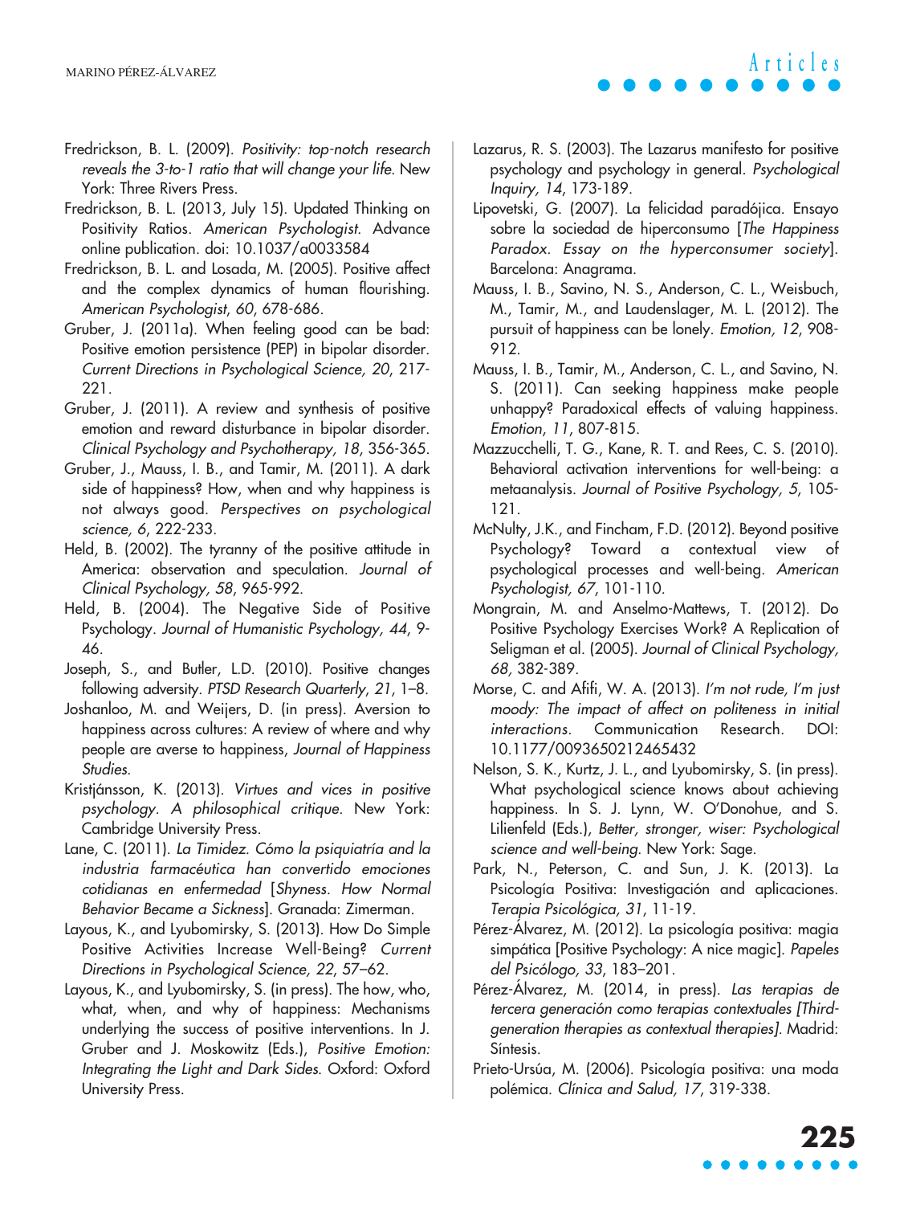Fredrickson, B. L. (2009). *Positivity: top-notch research reveals the 3-to-1 ratio that will change your life.* New York: Three Rivers Press.

Fredrickson, B. L. (2013, July 15). Updated Thinking on Positivity Ratios. *American Psychologist.* Advance online publication. doi: 10.1037/a0033584

Fredrickson, B. L. and Losada, M. (2005). Positive affect and the complex dynamics of human flourishing. *American Psychologist, 60*, 678-686.

Gruber, J. (2011a). When feeling good can be bad: Positive emotion persistence (PEP) in bipolar disorder. *Current Directions in Psychological Science, 20*, 217-221.

Gruber, J. (2011). A review and synthesis of positive emotion and reward disturbance in bipolar disorder. *Clinical Psychology and Psychotherapy, 18*, 356-365.

Gruber, J., Mauss, I. B., and Tamir, M. (2011). A dark side of happiness? How, when and why happiness is not always good. *Perspectives on psychological science, 6*, 222-233.

Held, B. (2002). The tyranny of the positive attitude in America: observation and speculation. *Journal of Clinical Psychology, 58*, 965-992.

Held, B. (2004). The Negative Side of Positive Psychology. *Journal of Humanistic Psychology, 44*, 9-46.

Joseph, S., and Butler, L.D. (2010). Positive changes following adversity. *PTSD Research Quarterly*, *21*, 1–8.

Joshanloo, M. and Weijers, D. (in press). Aversion to happiness across cultures: A review of where and why people are averse to happiness, *Journal of Happiness Studies.*

Kristjánsson, K. (2013). *Virtues and vices in positive psychology. A philosophical critique.* New York: Cambridge University Press.

Lane, C. (2011). *La Timidez. Cómo la psiquiatría and la industria farmacéutica han convertido emociones cotidianas en enfermedad* [*Shyness. How Normal Behavior Became a Sickness*]. Granada: Zimerman.

Layous, K., and Lyubomirsky, S. (2013). How Do Simple Positive Activities Increase Well-Being? *Current Directions in Psychological Science, 22*, 57–62.

Layous, K., and Lyubomirsky, S. (in press). The how, who, what, when, and why of happiness: Mechanisms underlying the success of positive interventions. In J. Gruber and J. Moskowitz (Eds.), *Positive Emotion: Integrating the Light and Dark Sides.* Oxford: Oxford University Press.

Lazarus, R. S. (2003). The Lazarus manifesto for positive psychology and psychology in general. *Psychological Inquiry, 14*, 173-189.

Lipovetski, G. (2007). La felicidad paradójica. Ensayo sobre la sociedad de hiperconsumo [*The Happiness Paradox. Essay on the hyperconsumer society*]. Barcelona: Anagrama.

Mauss, I. B., Savino, N. S., Anderson, C. L., Weisbuch, M., Tamir, M., and Laudenslager, M. L. (2012). The pursuit of happiness can be lonely. *Emotion, 12*, 908-912.

Mauss, I. B., Tamir, M., Anderson, C. L., and Savino, N. S. (2011). Can seeking happiness make people unhappy? Paradoxical effects of valuing happiness. *Emotion*, *11*, 807-815.

Mazzucchelli, T. G., Kane, R. T. and Rees, C. S. (2010). Behavioral activation interventions for well-being: a metaanalysis. *Journal of Positive Psychology, 5*, 105-121.

McNulty, J.K., and Fincham, F.D. (2012). Beyond positive Psychology? Toward a contextual view of psychological processes and well-being. *American Psychologist, 67*, 101-110.

Mongrain, M. and Anselmo-Mattews, T. (2012). Do Positive Psychology Exercises Work? A Replication of Seligman et al. (2005). *Journal of Clinical Psychology, 68*, 382-389.

Morse, C. and Afifi, W. A. (2013). *I'm not rude, I'm just moody: The impact of affect on politeness in initial interactions.* Communication Research. DOI: 10.1177/0093650212465432

Nelson, S. K., Kurtz, J. L., and Lyubomirsky, S. (in press). What psychological science knows about achieving happiness. In S. J. Lynn, W. O'Donohue, and S. Lilienfeld (Eds.), *Better, stronger, wiser: Psychological science and well-being.* New York: Sage.

Park, N., Peterson, C. and Sun, J. K. (2013). La Psicología Positiva: Investigación and aplicaciones. *Terapia Psicológica, 31*, 11-19.

Pérez-Álvarez, M. (2012). La psicología positiva: magia simpática [Positive Psychology: A nice magic]. *Papeles del Psicólogo, 33*, 183–201.

Pérez-Álvarez, M. (2014, in press). *Las terapias de tercera generación como terapias contextuales [Third-generation therapies as contextual therapies].* Madrid: Síntesis.

Prieto-Ursúa, M. (2006). Psicología positiva: una moda polémica. *Clínica and Salud, 17*, 319-338.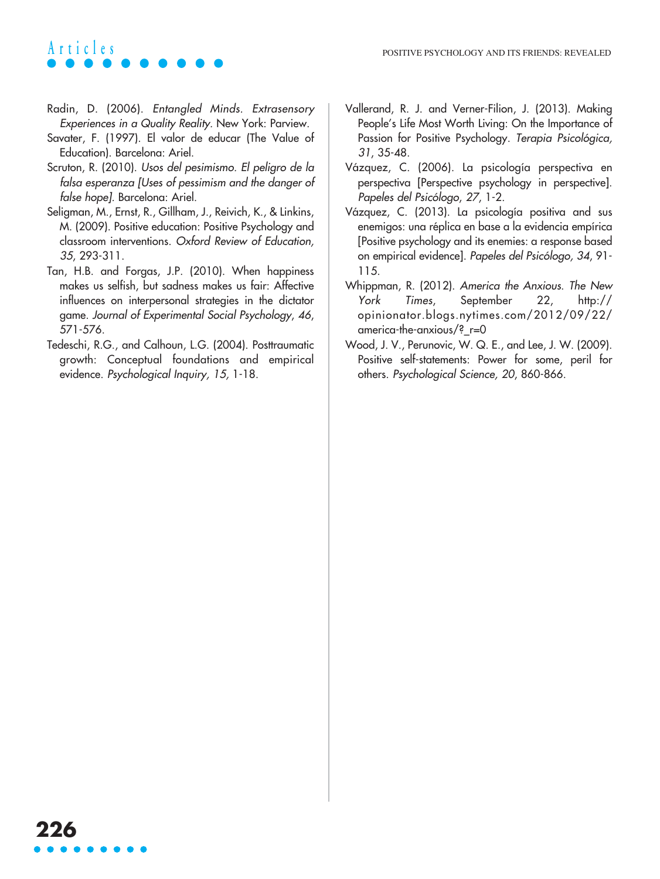Radin, D. (2006). *Entangled Minds. Extrasensory Experiences in a Quality Reality.* New York: Parview.

Savater, F. (1997). El valor de educar (The Value of Education). Barcelona: Ariel.

Scruton, R. (2010). *Usos del pesimismo. El peligro de la falsa esperanza [Uses of pessimism and the danger of false hope].* Barcelona: Ariel.

Seligman, M., Ernst, R., Gillham, J., Reivich, K., & Linkins, M. (2009). Positive education: Positive Psychology and classroom interventions. *Oxford Review of Education, 35*, 293-311.

Tan, H.B. and Forgas, J.P. (2010). When happiness makes us selfish, but sadness makes us fair: Affective influences on interpersonal strategies in the dictator game. *Journal of Experimental Social Psychology*, *46*, 571-576.

Tedeschi, R.G., and Calhoun, L.G. (2004). Posttraumatic growth: Conceptual foundations and empirical evidence. *Psychological Inquiry, 15,* 1-18.

Vallerand, R. J. and Verner-Filion, J. (2013). Making People's Life Most Worth Living: On the Importance of Passion for Positive Psychology. *Terapia Psicológica, 31*, 35-48.

Vázquez, C. (2006). La psicología perspectiva en perspectiva [Perspective psychology in perspective]. *Papeles del Psicólogo, 27*, 1-2.

Vázquez, C. (2013). La psicología positiva and sus enemigos: una réplica en base a la evidencia empírica [Positive psychology and its enemies: a response based on empirical evidence]. *Papeles del Psicólogo, 34*, 91-115.

Whippman, R. (2012). *America the Anxious. The New York Times*, September 22, http://opinionator.blogs.nytimes.com/2012/09/22/america-the-anxious/?_r=0

Wood, J. V., Perunovic, W. Q. E., and Lee, J. W. (2009). Positive self-statements: Power for some, peril for others. *Psychological Science, 20*, 860-866.